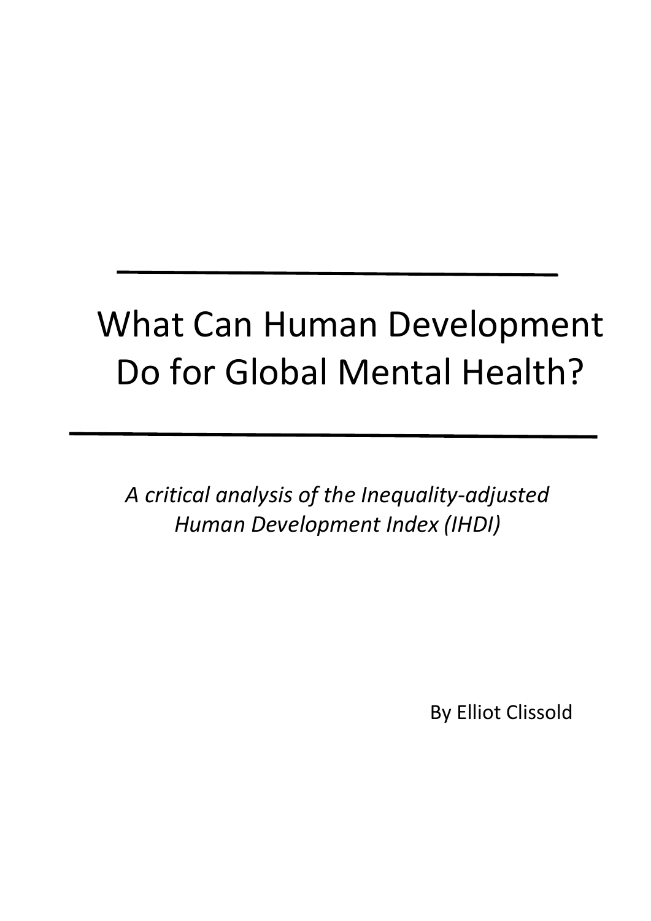# What Can Human Development Do for Global Mental Health?

*A critical analysis of the Inequality-adjusted Human Development Index (IHDI)*

By Elliot Clissold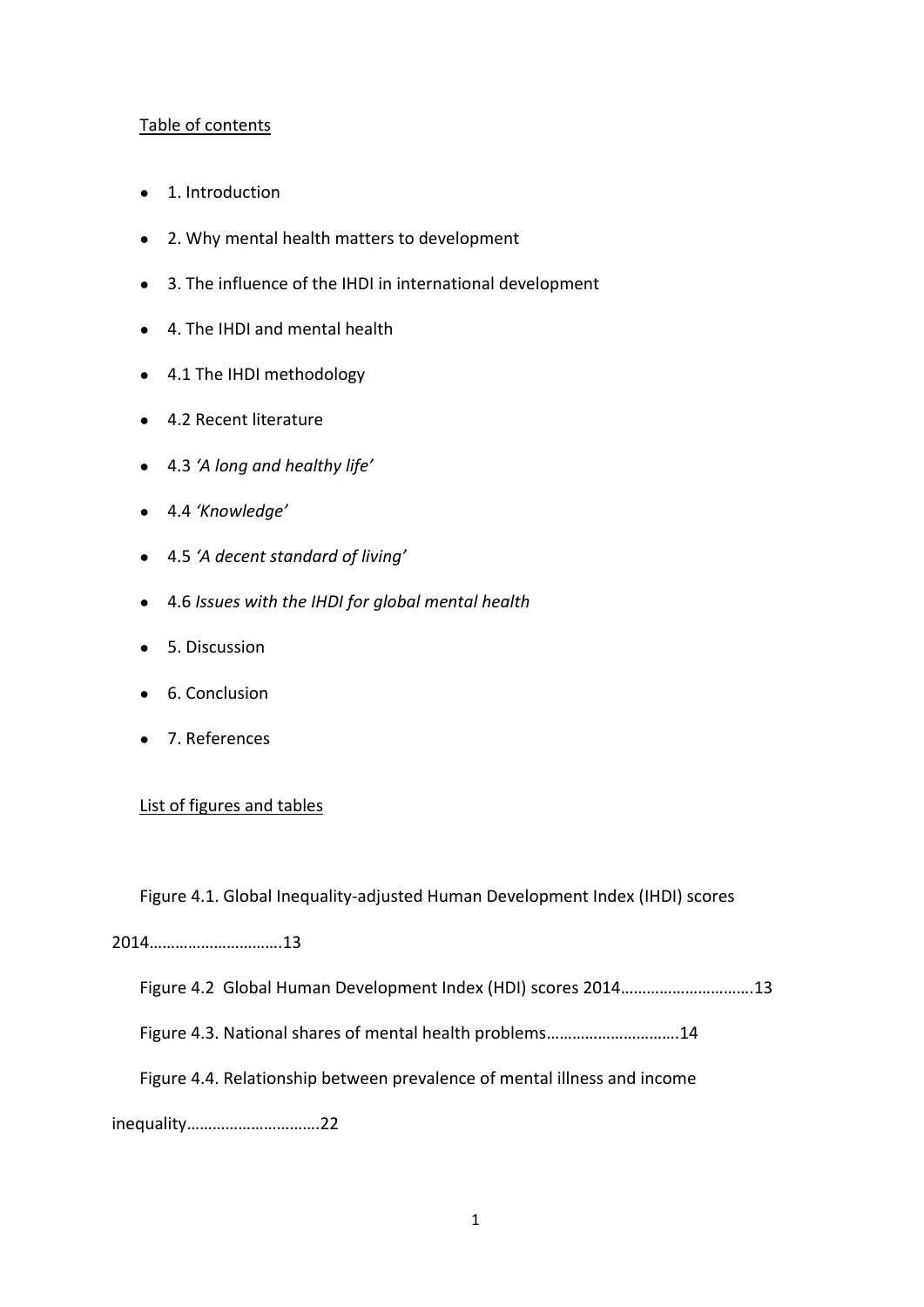Table of contents

- 1. Introduction
- 2. Why mental health matters to development
- 3. The influence of the IHDI in international development
- 4. The IHDI and mental health
- 4.1 The IHDI methodology
- 4.2 Recent literature
- 4.3 *'A long and healthy life'*
- 4.4 *'Knowledge'*
- 4.5 *'A decent standard of living'*
- 4.6 *Issues with the IHDI for global mental health*
- 5. Discussion
- 6. Conclusion
- 7. References

List of figures and tables

Figure 4.1. Global Inequality-adjusted Human Development Index (IHDI) scores 2014…………………………13

Figure 4.2 Global Human Development Index (HDI) scores 2014…………………………13

Figure 4.3. National shares of mental health problems…………………………14

Figure 4.4. Relationship between prevalence of mental illness and income inequality…………………………22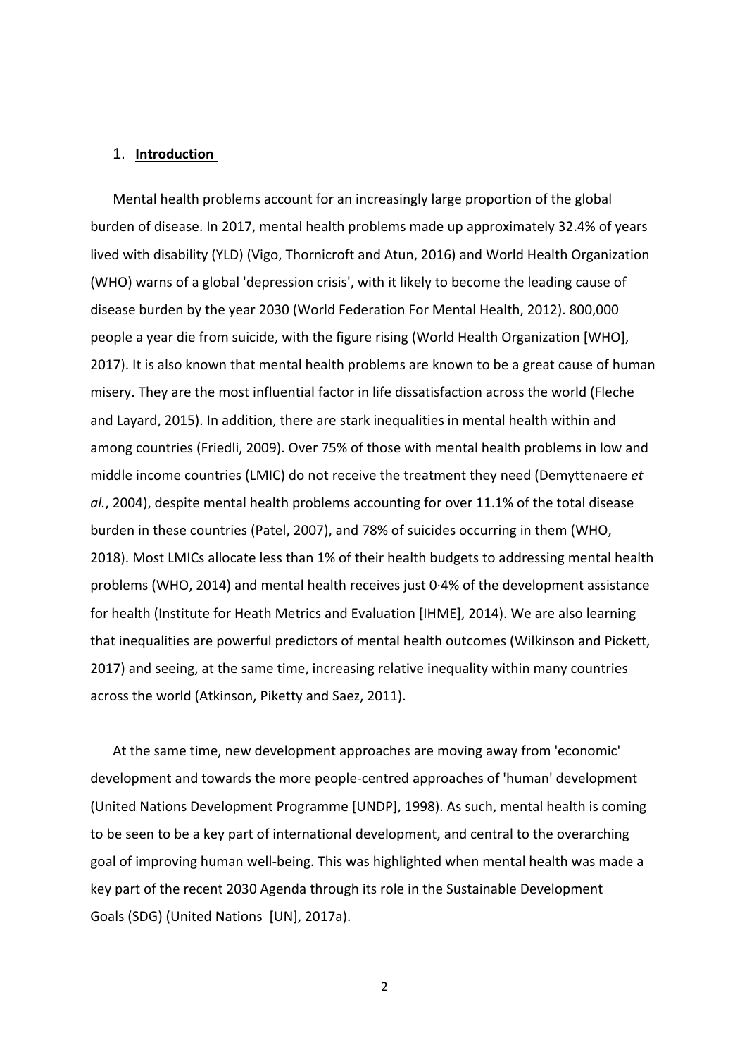## 1. Introduction

Mental health problems account for an increasingly large proportion of the global burden of disease. In 2017, mental health problems made up approximately 32.4% of years lived with disability (YLD) (Vigo, Thornicroft and Atun, 2016) and World Health Organization (WHO) warns of a global 'depression crisis', with it likely to become the leading cause of disease burden by the year 2030 (World Federation For Mental Health, 2012). 800,000 people a year die from suicide, with the figure rising (World Health Organization [WHO], 2017). It is also known that mental health problems are known to be a great cause of human misery. They are the most influential factor in life dissatisfaction across the world (Fleche and Layard, 2015). In addition, there are stark inequalities in mental health within and among countries (Friedli, 2009). Over 75% of those with mental health problems in low and middle income countries (LMIC) do not receive the treatment they need (Demyttenaere *et al.*, 2004), despite mental health problems accounting for over 11.1% of the total disease burden in these countries (Patel, 2007), and 78% of suicides occurring in them (WHO, 2018). Most LMICs allocate less than 1% of their health budgets to addressing mental health problems (WHO, 2014) and mental health receives just 0·4% of the development assistance for health (Institute for Heath Metrics and Evaluation [IHME], 2014). We are also learning that inequalities are powerful predictors of mental health outcomes (Wilkinson and Pickett, 2017) and seeing, at the same time, increasing relative inequality within many countries across the world (Atkinson, Piketty and Saez, 2011).

At the same time, new development approaches are moving away from 'economic' development and towards the more people-centred approaches of 'human' development (United Nations Development Programme [UNDP], 1998). As such, mental health is coming to be seen to be a key part of international development, and central to the overarching goal of improving human well-being. This was highlighted when mental health was made a key part of the recent 2030 Agenda through its role in the Sustainable Development Goals (SDG) (United Nations [UN], 2017a).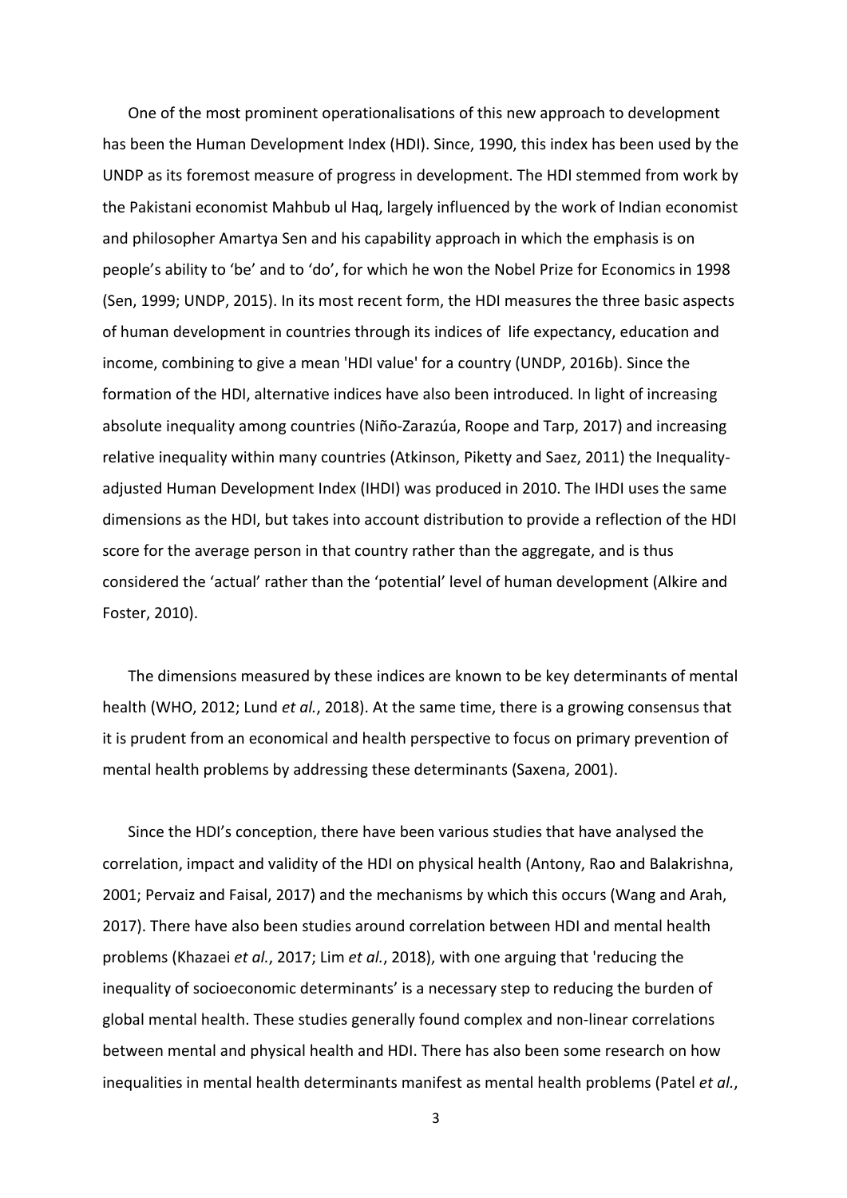One of the most prominent operationalisations of this new approach to development has been the Human Development Index (HDI). Since, 1990, this index has been used by the UNDP as its foremost measure of progress in development. The HDI stemmed from work by the Pakistani economist Mahbub ul Haq, largely influenced by the work of Indian economist and philosopher Amartya Sen and his capability approach in which the emphasis is on people's ability to 'be' and to 'do', for which he won the Nobel Prize for Economics in 1998 (Sen, 1999; UNDP, 2015). In its most recent form, the HDI measures the three basic aspects of human development in countries through its indices of life expectancy, education and income, combining to give a mean 'HDI value' for a country (UNDP, 2016b). Since the formation of the HDI, alternative indices have also been introduced. In light of increasing absolute inequality among countries (Niño-Zarazúa, Roope and Tarp, 2017) and increasing relative inequality within many countries (Atkinson, Piketty and Saez, 2011) the Inequality-adjusted Human Development Index (IHDI) was produced in 2010. The IHDI uses the same dimensions as the HDI, but takes into account distribution to provide a reflection of the HDI score for the average person in that country rather than the aggregate, and is thus considered the 'actual' rather than the 'potential' level of human development (Alkire and Foster, 2010).

The dimensions measured by these indices are known to be key determinants of mental health (WHO, 2012; Lund *et al.*, 2018). At the same time, there is a growing consensus that it is prudent from an economical and health perspective to focus on primary prevention of mental health problems by addressing these determinants (Saxena, 2001).

Since the HDI's conception, there have been various studies that have analysed the correlation, impact and validity of the HDI on physical health (Antony, Rao and Balakrishna, 2001; Pervaiz and Faisal, 2017) and the mechanisms by which this occurs (Wang and Arah, 2017). There have also been studies around correlation between HDI and mental health problems (Khazaei *et al.*, 2017; Lim *et al.*, 2018), with one arguing that 'reducing the inequality of socioeconomic determinants' is a necessary step to reducing the burden of global mental health. These studies generally found complex and non-linear correlations between mental and physical health and HDI. There has also been some research on how inequalities in mental health determinants manifest as mental health problems (Patel *et al.*,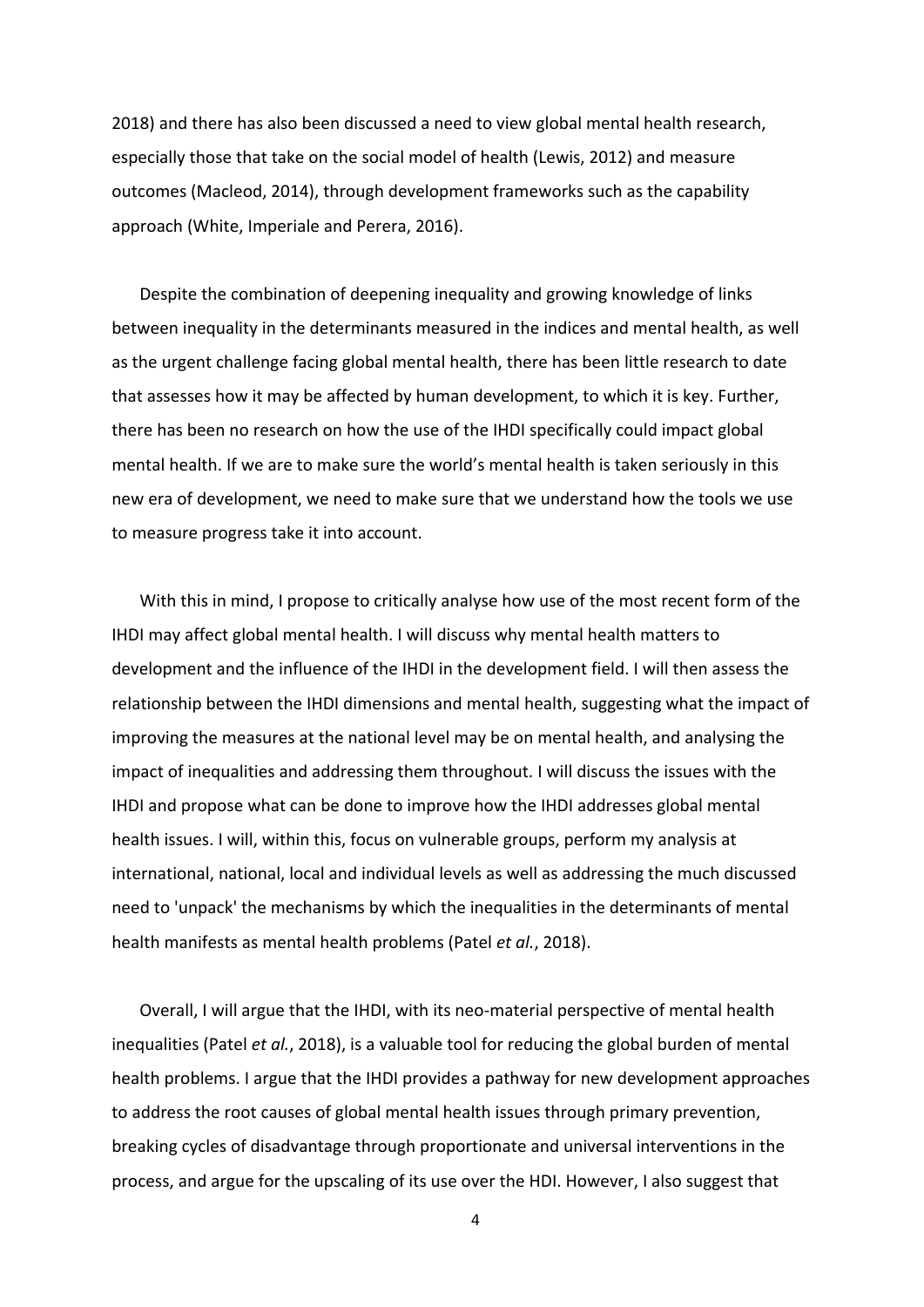2018) and there has also been discussed a need to view global mental health research, especially those that take on the social model of health (Lewis, 2012) and measure outcomes (Macleod, 2014), through development frameworks such as the capability approach (White, Imperiale and Perera, 2016).

Despite the combination of deepening inequality and growing knowledge of links between inequality in the determinants measured in the indices and mental health, as well as the urgent challenge facing global mental health, there has been little research to date that assesses how it may be affected by human development, to which it is key. Further, there has been no research on how the use of the IHDI specifically could impact global mental health. If we are to make sure the world's mental health is taken seriously in this new era of development, we need to make sure that we understand how the tools we use to measure progress take it into account.

With this in mind, I propose to critically analyse how use of the most recent form of the IHDI may affect global mental health. I will discuss why mental health matters to development and the influence of the IHDI in the development field. I will then assess the relationship between the IHDI dimensions and mental health, suggesting what the impact of improving the measures at the national level may be on mental health, and analysing the impact of inequalities and addressing them throughout. I will discuss the issues with the IHDI and propose what can be done to improve how the IHDI addresses global mental health issues. I will, within this, focus on vulnerable groups, perform my analysis at international, national, local and individual levels as well as addressing the much discussed need to 'unpack' the mechanisms by which the inequalities in the determinants of mental health manifests as mental health problems (Patel *et al.*, 2018).

Overall, I will argue that the IHDI, with its neo-material perspective of mental health inequalities (Patel *et al.*, 2018), is a valuable tool for reducing the global burden of mental health problems. I argue that the IHDI provides a pathway for new development approaches to address the root causes of global mental health issues through primary prevention, breaking cycles of disadvantage through proportionate and universal interventions in the process, and argue for the upscaling of its use over the HDI. However, I also suggest that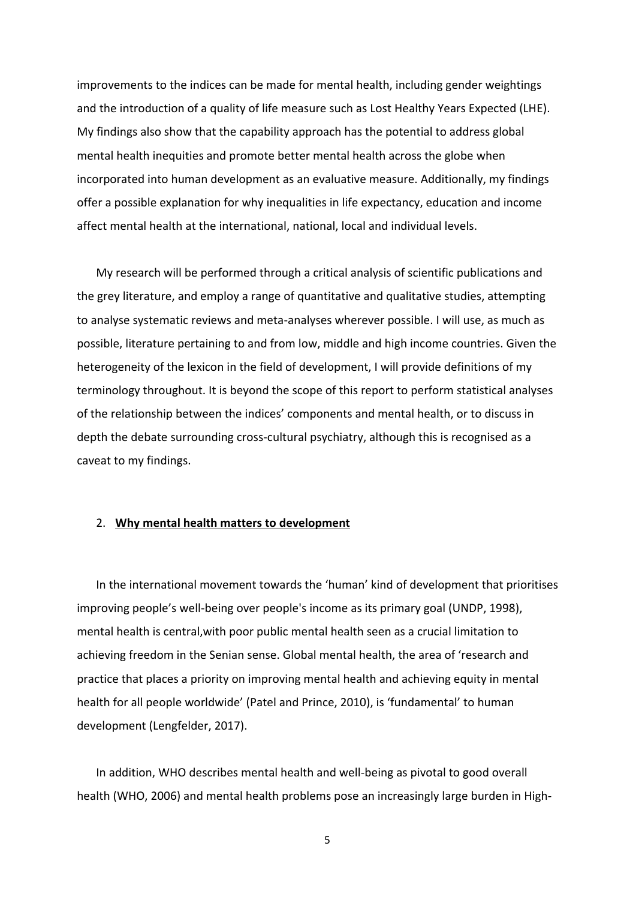improvements to the indices can be made for mental health, including gender weightings and the introduction of a quality of life measure such as Lost Healthy Years Expected (LHE). My findings also show that the capability approach has the potential to address global mental health inequities and promote better mental health across the globe when incorporated into human development as an evaluative measure. Additionally, my findings offer a possible explanation for why inequalities in life expectancy, education and income affect mental health at the international, national, local and individual levels.

My research will be performed through a critical analysis of scientific publications and the grey literature, and employ a range of quantitative and qualitative studies, attempting to analyse systematic reviews and meta-analyses wherever possible. I will use, as much as possible, literature pertaining to and from low, middle and high income countries. Given the heterogeneity of the lexicon in the field of development, I will provide definitions of my terminology throughout. It is beyond the scope of this report to perform statistical analyses of the relationship between the indices' components and mental health, or to discuss in depth the debate surrounding cross-cultural psychiatry, although this is recognised as a caveat to my findings.

## 2. **Why mental health matters to development**

In the international movement towards the 'human' kind of development that prioritises improving people's well-being over people's income as its primary goal (UNDP, 1998), mental health is central,with poor public mental health seen as a crucial limitation to achieving freedom in the Senian sense. Global mental health, the area of 'research and practice that places a priority on improving mental health and achieving equity in mental health for all people worldwide' (Patel and Prince, 2010), is 'fundamental' to human development (Lengfelder, 2017).

In addition, WHO describes mental health and well-being as pivotal to good overall health (WHO, 2006) and mental health problems pose an increasingly large burden in High-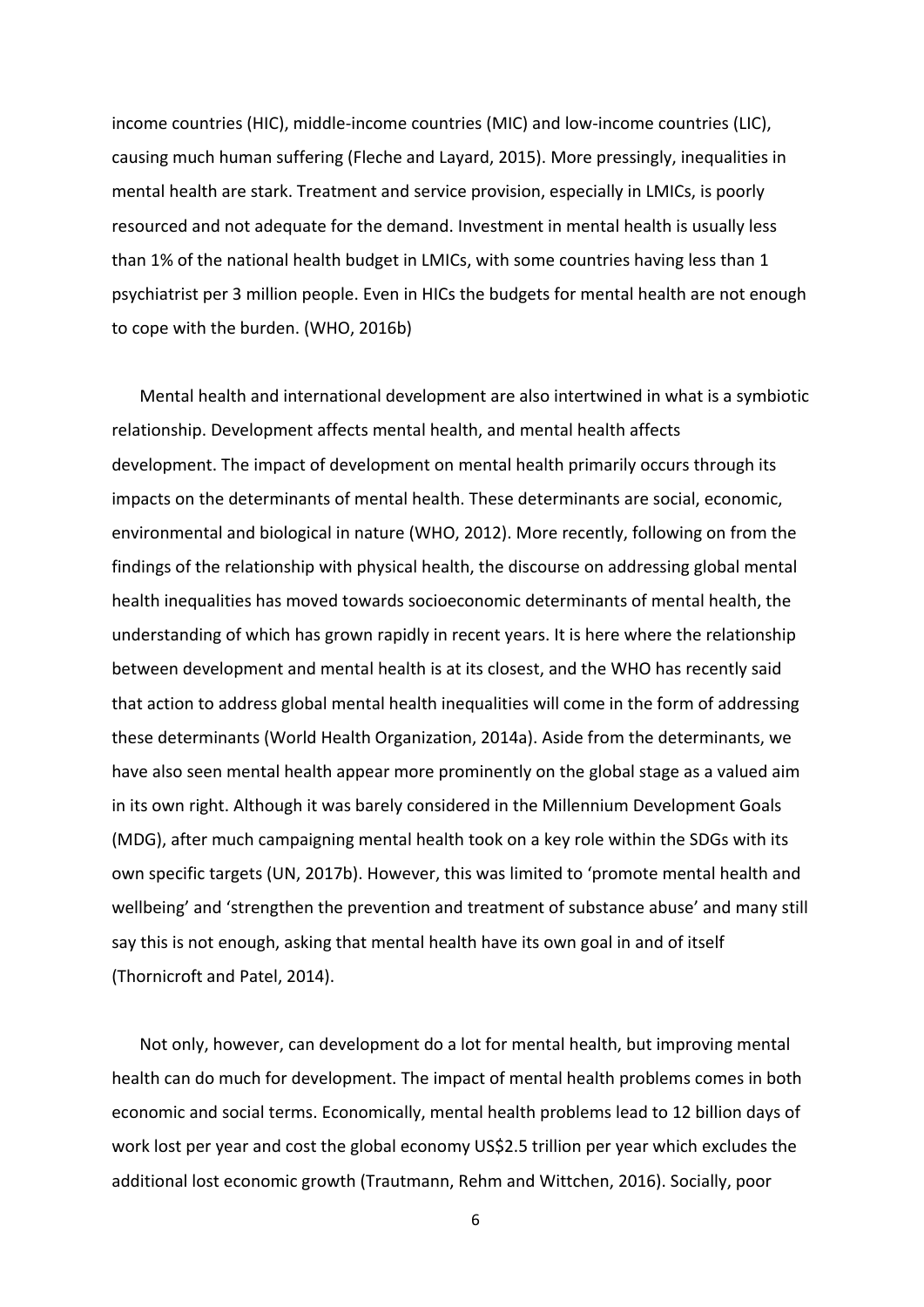income countries (HIC), middle-income countries (MIC) and low-income countries (LIC), causing much human suffering (Fleche and Layard, 2015). More pressingly, inequalities in mental health are stark. Treatment and service provision, especially in LMICs, is poorly resourced and not adequate for the demand. Investment in mental health is usually less than 1% of the national health budget in LMICs, with some countries having less than 1 psychiatrist per 3 million people. Even in HICs the budgets for mental health are not enough to cope with the burden. (WHO, 2016b)

Mental health and international development are also intertwined in what is a symbiotic relationship. Development affects mental health, and mental health affects development. The impact of development on mental health primarily occurs through its impacts on the determinants of mental health. These determinants are social, economic, environmental and biological in nature (WHO, 2012). More recently, following on from the findings of the relationship with physical health, the discourse on addressing global mental health inequalities has moved towards socioeconomic determinants of mental health, the understanding of which has grown rapidly in recent years. It is here where the relationship between development and mental health is at its closest, and the WHO has recently said that action to address global mental health inequalities will come in the form of addressing these determinants (World Health Organization, 2014a). Aside from the determinants, we have also seen mental health appear more prominently on the global stage as a valued aim in its own right. Although it was barely considered in the Millennium Development Goals (MDG), after much campaigning mental health took on a key role within the SDGs with its own specific targets (UN, 2017b). However, this was limited to 'promote mental health and wellbeing' and 'strengthen the prevention and treatment of substance abuse' and many still say this is not enough, asking that mental health have its own goal in and of itself (Thornicroft and Patel, 2014).

Not only, however, can development do a lot for mental health, but improving mental health can do much for development. The impact of mental health problems comes in both economic and social terms. Economically, mental health problems lead to 12 billion days of work lost per year and cost the global economy US$2.5 trillion per year which excludes the additional lost economic growth (Trautmann, Rehm and Wittchen, 2016). Socially, poor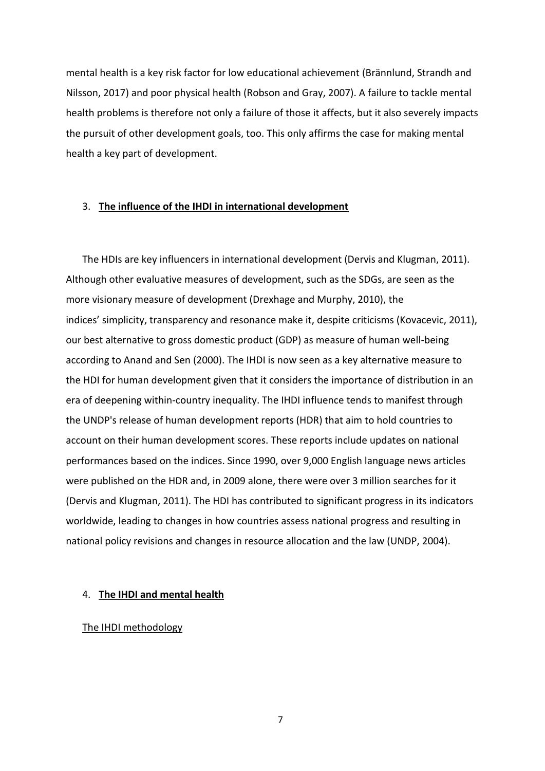mental health is a key risk factor for low educational achievement (Brännlund, Strandh and Nilsson, 2017) and poor physical health (Robson and Gray, 2007). A failure to tackle mental health problems is therefore not only a failure of those it affects, but it also severely impacts the pursuit of other development goals, too. This only affirms the case for making mental health a key part of development.

## 3. **The influence of the IHDI in international development**

The HDIs are key influencers in international development (Dervis and Klugman, 2011). Although other evaluative measures of development, such as the SDGs, are seen as the more visionary measure of development (Drexhage and Murphy, 2010), the indices' simplicity, transparency and resonance make it, despite criticisms (Kovacevic, 2011), our best alternative to gross domestic product (GDP) as measure of human well-being according to Anand and Sen (2000). The IHDI is now seen as a key alternative measure to the HDI for human development given that it considers the importance of distribution in an era of deepening within-country inequality. The IHDI influence tends to manifest through the UNDP's release of human development reports (HDR) that aim to hold countries to account on their human development scores. These reports include updates on national performances based on the indices. Since 1990, over 9,000 English language news articles were published on the HDR and, in 2009 alone, there were over 3 million searches for it (Dervis and Klugman, 2011). The HDI has contributed to significant progress in its indicators worldwide, leading to changes in how countries assess national progress and resulting in national policy revisions and changes in resource allocation and the law (UNDP, 2004).

## 4. **The IHDI and mental health**

### The IHDI methodology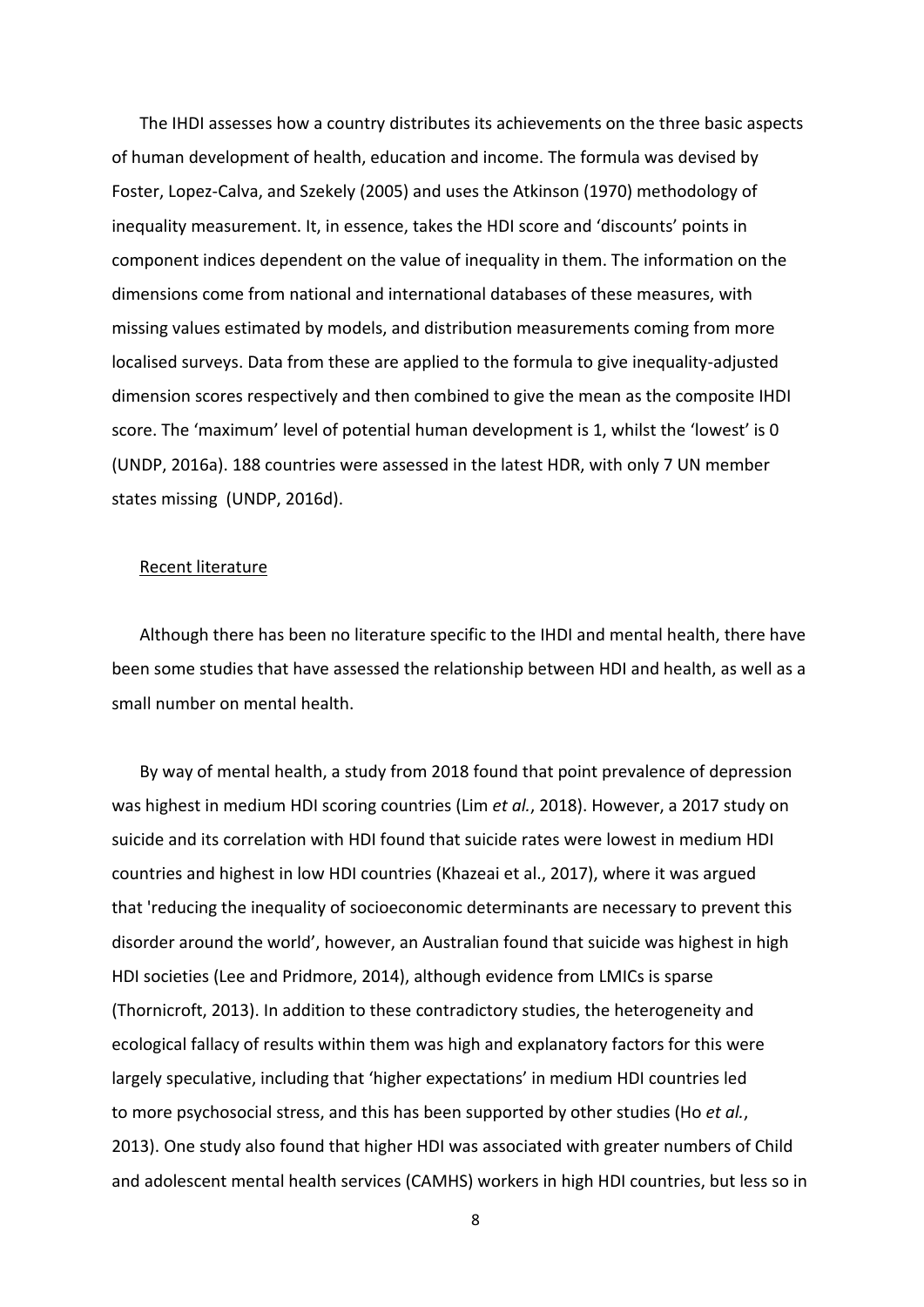The IHDI assesses how a country distributes its achievements on the three basic aspects of human development of health, education and income. The formula was devised by Foster, Lopez-Calva, and Szekely (2005) and uses the Atkinson (1970) methodology of inequality measurement. It, in essence, takes the HDI score and 'discounts' points in component indices dependent on the value of inequality in them. The information on the dimensions come from national and international databases of these measures, with missing values estimated by models, and distribution measurements coming from more localised surveys. Data from these are applied to the formula to give inequality-adjusted dimension scores respectively and then combined to give the mean as the composite IHDI score. The 'maximum' level of potential human development is 1, whilst the 'lowest' is 0 (UNDP, 2016a). 188 countries were assessed in the latest HDR, with only 7 UN member states missing (UNDP, 2016d).

<u>Recent literature</u>

Although there has been no literature specific to the IHDI and mental health, there have been some studies that have assessed the relationship between HDI and health, as well as a small number on mental health.

By way of mental health, a study from 2018 found that point prevalence of depression was highest in medium HDI scoring countries (Lim *et al.*, 2018). However, a 2017 study on suicide and its correlation with HDI found that suicide rates were lowest in medium HDI countries and highest in low HDI countries (Khazeai et al., 2017), where it was argued that 'reducing the inequality of socioeconomic determinants are necessary to prevent this disorder around the world', however, an Australian found that suicide was highest in high HDI societies (Lee and Pridmore, 2014), although evidence from LMICs is sparse (Thornicroft, 2013). In addition to these contradictory studies, the heterogeneity and ecological fallacy of results within them was high and explanatory factors for this were largely speculative, including that 'higher expectations' in medium HDI countries led to more psychosocial stress, and this has been supported by other studies (Ho *et al.*, 2013). One study also found that higher HDI was associated with greater numbers of Child and adolescent mental health services (CAMHS) workers in high HDI countries, but less so in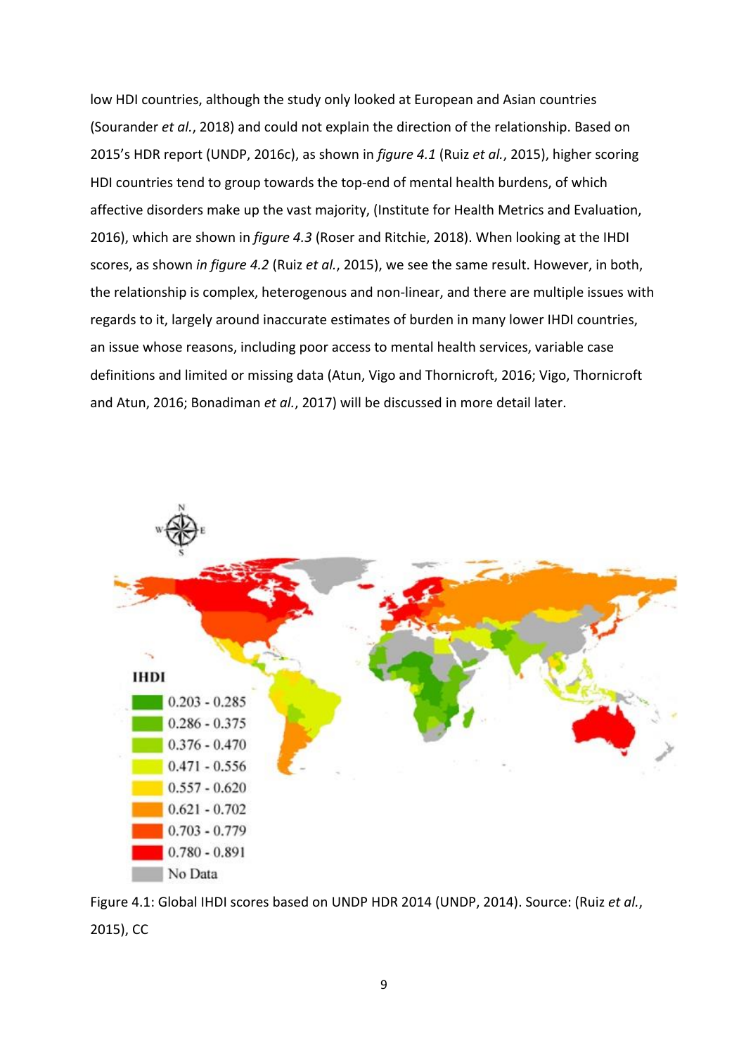low HDI countries, although the study only looked at European and Asian countries (Sourander *et al.*, 2018) and could not explain the direction of the relationship. Based on 2015's HDR report (UNDP, 2016c), as shown in *figure 4.1* (Ruiz *et al.*, 2015), higher scoring HDI countries tend to group towards the top-end of mental health burdens, of which affective disorders make up the vast majority, (Institute for Health Metrics and Evaluation, 2016), which are shown in *figure 4.3* (Roser and Ritchie, 2018). When looking at the IHDI scores, as shown *in figure 4.2* (Ruiz *et al.*, 2015), we see the same result. However, in both, the relationship is complex, heterogenous and non-linear, and there are multiple issues with regards to it, largely around inaccurate estimates of burden in many lower IHDI countries, an issue whose reasons, including poor access to mental health services, variable case definitions and limited or missing data (Atun, Vigo and Thornicroft, 2016; Vigo, Thornicroft and Atun, 2016; Bonadiman *et al.*, 2017) will be discussed in more detail later.

Figure 4.1: Global IHDI scores based on UNDP HDR 2014 (UNDP, 2014). Source: (Ruiz *et al.*, 2015), CC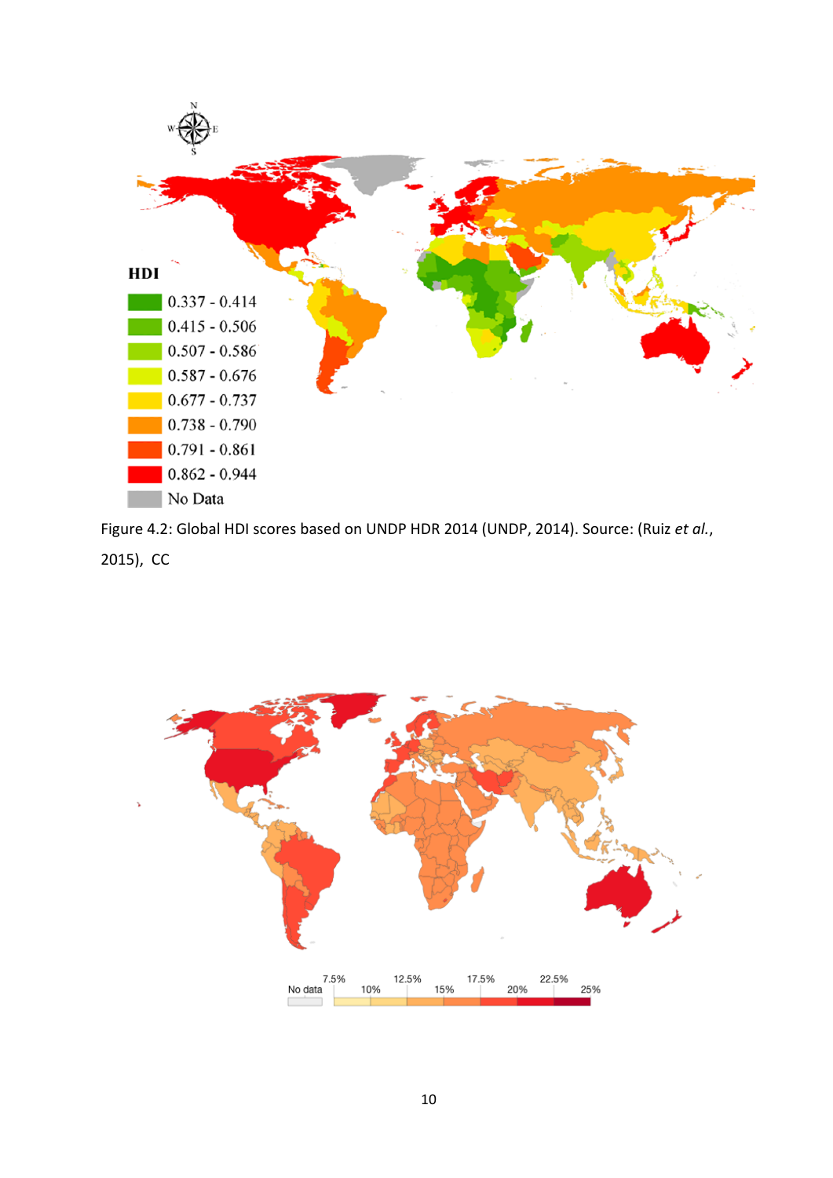Figure 4.2: Global HDI scores based on UNDP HDR 2014 (UNDP, 2014). Source: (Ruiz *et al.*, 2015), CC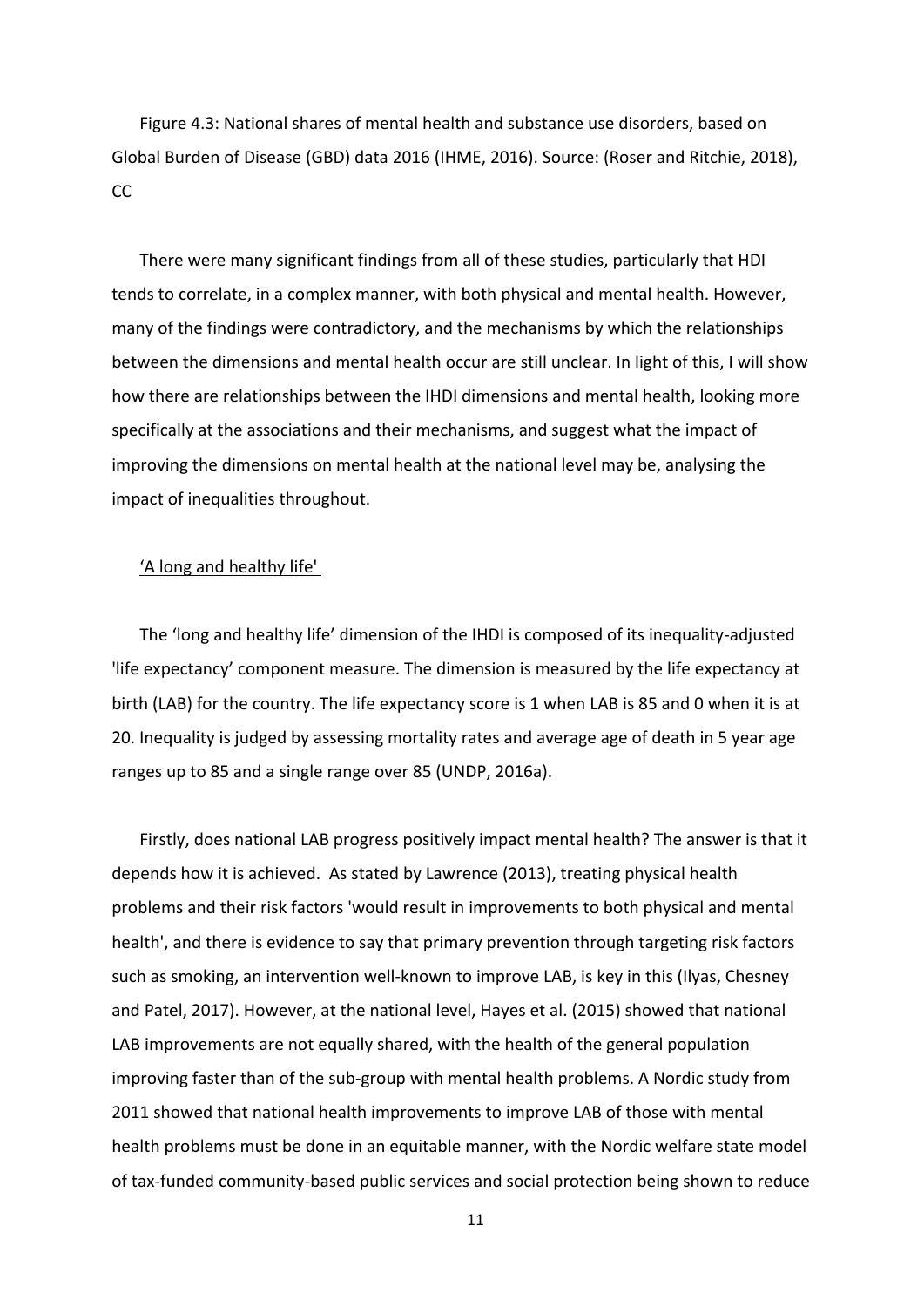Figure 4.3: National shares of mental health and substance use disorders, based on Global Burden of Disease (GBD) data 2016 (IHME, 2016). Source: (Roser and Ritchie, 2018), CC

There were many significant findings from all of these studies, particularly that HDI tends to correlate, in a complex manner, with both physical and mental health. However, many of the findings were contradictory, and the mechanisms by which the relationships between the dimensions and mental health occur are still unclear. In light of this, I will show how there are relationships between the IHDI dimensions and mental health, looking more specifically at the associations and their mechanisms, and suggest what the impact of improving the dimensions on mental health at the national level may be, analysing the impact of inequalities throughout.

### 'A long and healthy life'

The 'long and healthy life' dimension of the IHDI is composed of its inequality-adjusted 'life expectancy' component measure. The dimension is measured by the life expectancy at birth (LAB) for the country. The life expectancy score is 1 when LAB is 85 and 0 when it is at 20. Inequality is judged by assessing mortality rates and average age of death in 5 year age ranges up to 85 and a single range over 85 (UNDP, 2016a).

Firstly, does national LAB progress positively impact mental health? The answer is that it depends how it is achieved. As stated by Lawrence (2013), treating physical health problems and their risk factors 'would result in improvements to both physical and mental health', and there is evidence to say that primary prevention through targeting risk factors such as smoking, an intervention well-known to improve LAB, is key in this (Ilyas, Chesney and Patel, 2017). However, at the national level, Hayes et al. (2015) showed that national LAB improvements are not equally shared, with the health of the general population improving faster than of the sub-group with mental health problems. A Nordic study from 2011 showed that national health improvements to improve LAB of those with mental health problems must be done in an equitable manner, with the Nordic welfare state model of tax-funded community-based public services and social protection being shown to reduce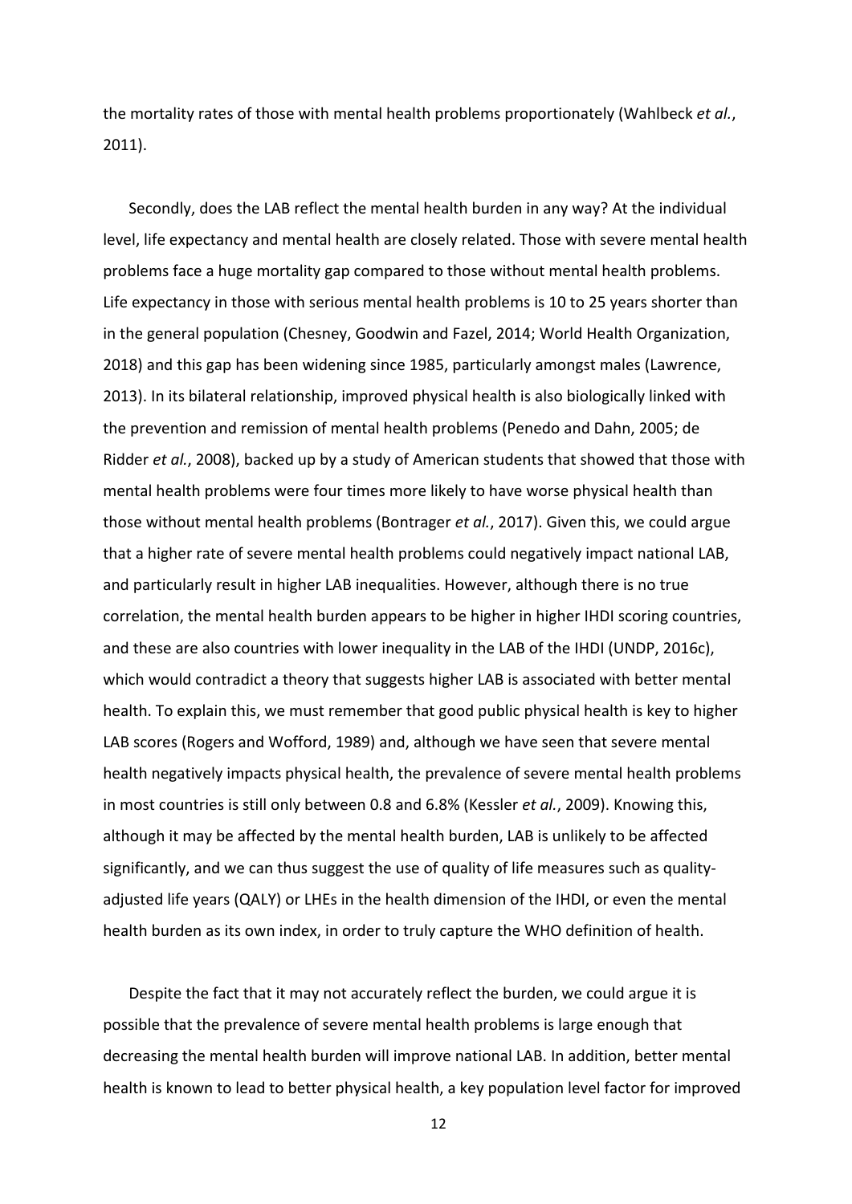the mortality rates of those with mental health problems proportionately (Wahlbeck *et al.*, 2011).

Secondly, does the LAB reflect the mental health burden in any way? At the individual level, life expectancy and mental health are closely related. Those with severe mental health problems face a huge mortality gap compared to those without mental health problems. Life expectancy in those with serious mental health problems is 10 to 25 years shorter than in the general population (Chesney, Goodwin and Fazel, 2014; World Health Organization, 2018) and this gap has been widening since 1985, particularly amongst males (Lawrence, 2013). In its bilateral relationship, improved physical health is also biologically linked with the prevention and remission of mental health problems (Penedo and Dahn, 2005; de Ridder *et al.*, 2008), backed up by a study of American students that showed that those with mental health problems were four times more likely to have worse physical health than those without mental health problems (Bontrager *et al.*, 2017). Given this, we could argue that a higher rate of severe mental health problems could negatively impact national LAB, and particularly result in higher LAB inequalities. However, although there is no true correlation, the mental health burden appears to be higher in higher IHDI scoring countries, and these are also countries with lower inequality in the LAB of the IHDI (UNDP, 2016c), which would contradict a theory that suggests higher LAB is associated with better mental health. To explain this, we must remember that good public physical health is key to higher LAB scores (Rogers and Wofford, 1989) and, although we have seen that severe mental health negatively impacts physical health, the prevalence of severe mental health problems in most countries is still only between 0.8 and 6.8% (Kessler *et al.*, 2009). Knowing this, although it may be affected by the mental health burden, LAB is unlikely to be affected significantly, and we can thus suggest the use of quality of life measures such as quality-adjusted life years (QALY) or LHEs in the health dimension of the IHDI, or even the mental health burden as its own index, in order to truly capture the WHO definition of health.

Despite the fact that it may not accurately reflect the burden, we could argue it is possible that the prevalence of severe mental health problems is large enough that decreasing the mental health burden will improve national LAB. In addition, better mental health is known to lead to better physical health, a key population level factor for improved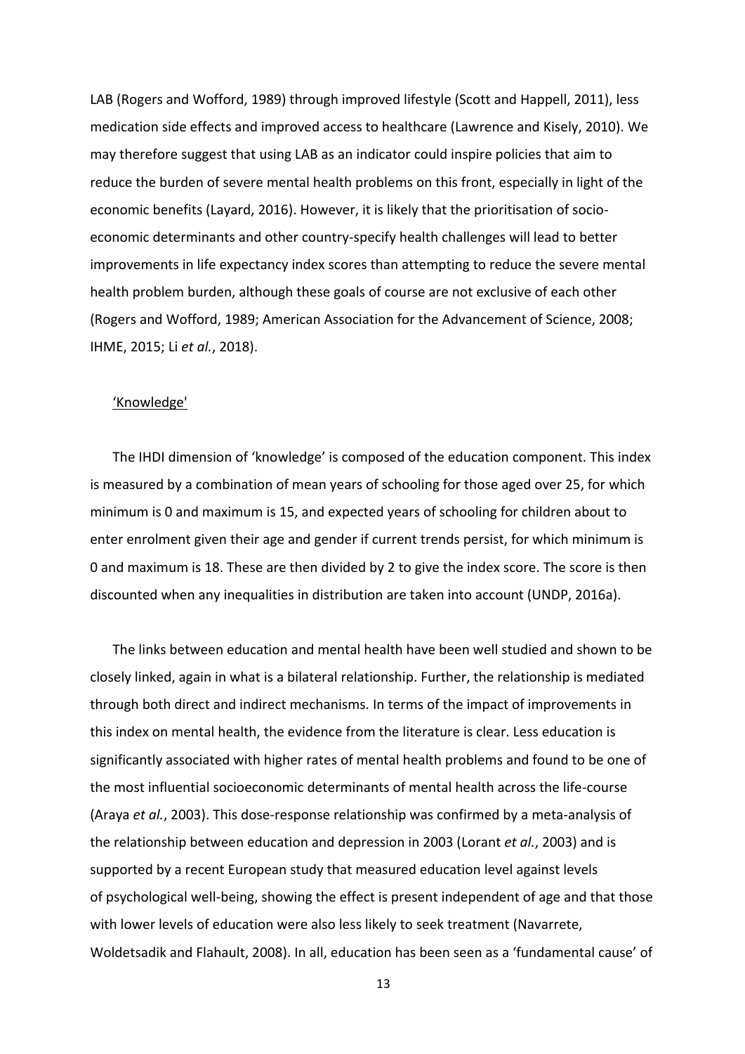LAB (Rogers and Wofford, 1989) through improved lifestyle (Scott and Happell, 2011), less medication side effects and improved access to healthcare (Lawrence and Kisely, 2010). We may therefore suggest that using LAB as an indicator could inspire policies that aim to reduce the burden of severe mental health problems on this front, especially in light of the economic benefits (Layard, 2016). However, it is likely that the prioritisation of socio-economic determinants and other country-specify health challenges will lead to better improvements in life expectancy index scores than attempting to reduce the severe mental health problem burden, although these goals of course are not exclusive of each other (Rogers and Wofford, 1989; American Association for the Advancement of Science, 2008; IHME, 2015; Li *et al.*, 2018).

'Knowledge'

The IHDI dimension of 'knowledge' is composed of the education component. This index is measured by a combination of mean years of schooling for those aged over 25, for which minimum is 0 and maximum is 15, and expected years of schooling for children about to enter enrolment given their age and gender if current trends persist, for which minimum is 0 and maximum is 18. These are then divided by 2 to give the index score. The score is then discounted when any inequalities in distribution are taken into account (UNDP, 2016a).

The links between education and mental health have been well studied and shown to be closely linked, again in what is a bilateral relationship. Further, the relationship is mediated through both direct and indirect mechanisms. In terms of the impact of improvements in this index on mental health, the evidence from the literature is clear. Less education is significantly associated with higher rates of mental health problems and found to be one of the most influential socioeconomic determinants of mental health across the life-course (Araya *et al.*, 2003). This dose-response relationship was confirmed by a meta-analysis of the relationship between education and depression in 2003 (Lorant *et al.*, 2003) and is supported by a recent European study that measured education level against levels of psychological well-being, showing the effect is present independent of age and that those with lower levels of education were also less likely to seek treatment (Navarrete, Woldetsadik and Flahault, 2008). In all, education has been seen as a 'fundamental cause' of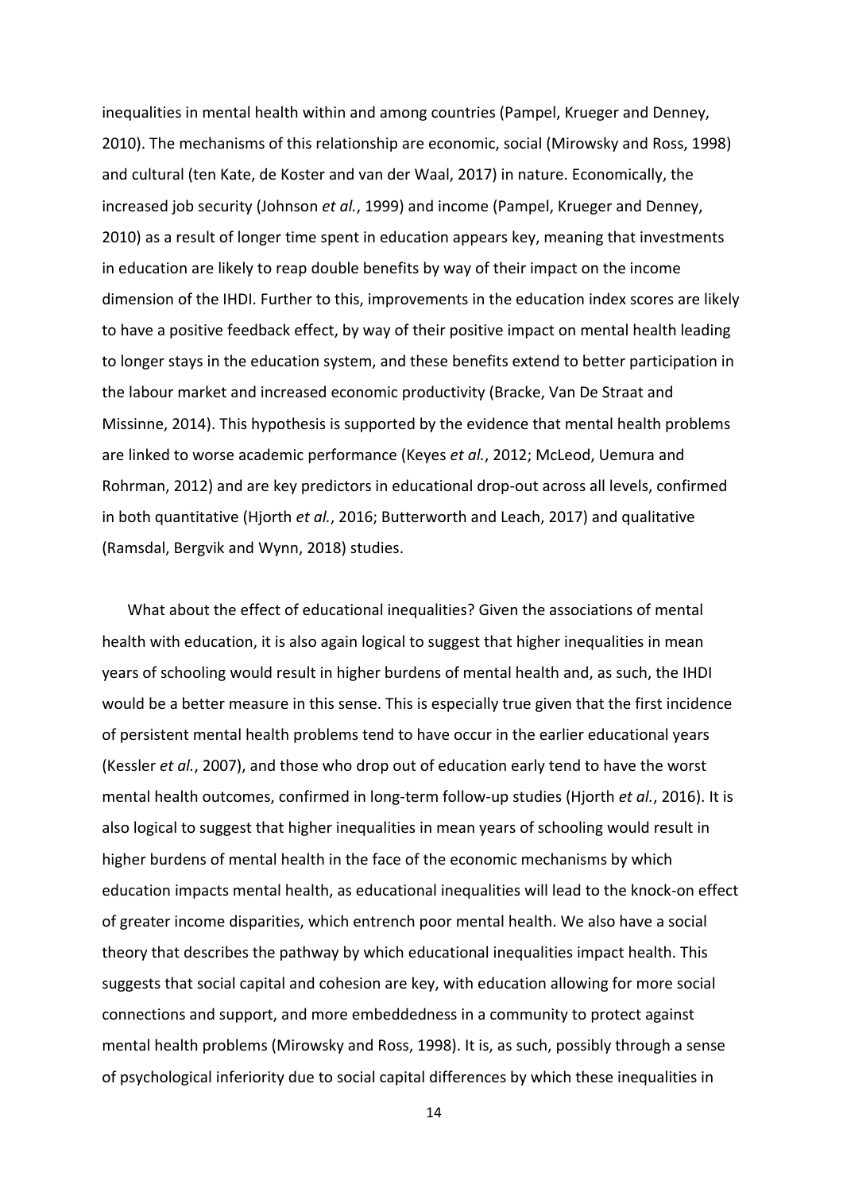inequalities in mental health within and among countries (Pampel, Krueger and Denney, 2010). The mechanisms of this relationship are economic, social (Mirowsky and Ross, 1998) and cultural (ten Kate, de Koster and van der Waal, 2017) in nature. Economically, the increased job security (Johnson *et al.*, 1999) and income (Pampel, Krueger and Denney, 2010) as a result of longer time spent in education appears key, meaning that investments in education are likely to reap double benefits by way of their impact on the income dimension of the IHDI. Further to this, improvements in the education index scores are likely to have a positive feedback effect, by way of their positive impact on mental health leading to longer stays in the education system, and these benefits extend to better participation in the labour market and increased economic productivity (Bracke, Van De Straat and Missinne, 2014). This hypothesis is supported by the evidence that mental health problems are linked to worse academic performance (Keyes *et al.*, 2012; McLeod, Uemura and Rohrman, 2012) and are key predictors in educational drop-out across all levels, confirmed in both quantitative (Hjorth *et al.*, 2016; Butterworth and Leach, 2017) and qualitative (Ramsdal, Bergvik and Wynn, 2018) studies.

What about the effect of educational inequalities? Given the associations of mental health with education, it is also again logical to suggest that higher inequalities in mean years of schooling would result in higher burdens of mental health and, as such, the IHDI would be a better measure in this sense. This is especially true given that the first incidence of persistent mental health problems tend to have occur in the earlier educational years (Kessler *et al.*, 2007), and those who drop out of education early tend to have the worst mental health outcomes, confirmed in long-term follow-up studies (Hjorth *et al.*, 2016). It is also logical to suggest that higher inequalities in mean years of schooling would result in higher burdens of mental health in the face of the economic mechanisms by which education impacts mental health, as educational inequalities will lead to the knock-on effect of greater income disparities, which entrench poor mental health. We also have a social theory that describes the pathway by which educational inequalities impact health. This suggests that social capital and cohesion are key, with education allowing for more social connections and support, and more embeddedness in a community to protect against mental health problems (Mirowsky and Ross, 1998). It is, as such, possibly through a sense of psychological inferiority due to social capital differences by which these inequalities in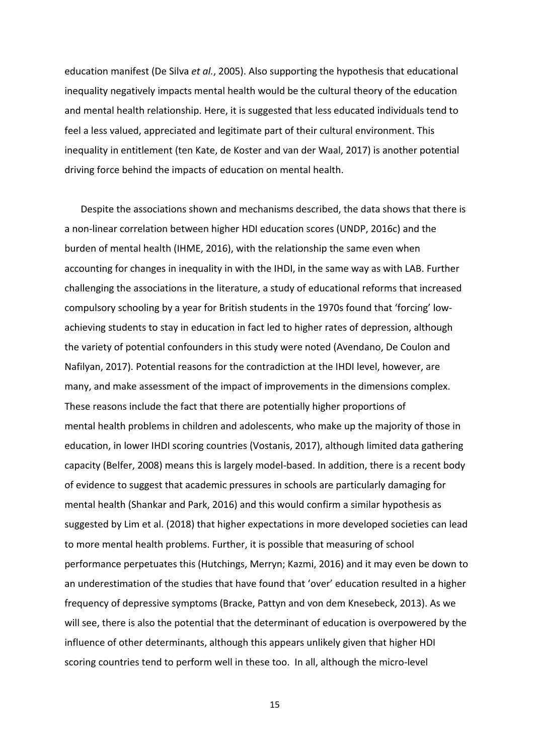education manifest (De Silva *et al.*, 2005). Also supporting the hypothesis that educational inequality negatively impacts mental health would be the cultural theory of the education and mental health relationship. Here, it is suggested that less educated individuals tend to feel a less valued, appreciated and legitimate part of their cultural environment. This inequality in entitlement (ten Kate, de Koster and van der Waal, 2017) is another potential driving force behind the impacts of education on mental health.

Despite the associations shown and mechanisms described, the data shows that there is a non-linear correlation between higher HDI education scores (UNDP, 2016c) and the burden of mental health (IHME, 2016), with the relationship the same even when accounting for changes in inequality in with the IHDI, in the same way as with LAB. Further challenging the associations in the literature, a study of educational reforms that increased compulsory schooling by a year for British students in the 1970s found that 'forcing' low-achieving students to stay in education in fact led to higher rates of depression, although the variety of potential confounders in this study were noted (Avendano, De Coulon and Nafilyan, 2017). Potential reasons for the contradiction at the IHDI level, however, are many, and make assessment of the impact of improvements in the dimensions complex. These reasons include the fact that there are potentially higher proportions of mental health problems in children and adolescents, who make up the majority of those in education, in lower IHDI scoring countries (Vostanis, 2017), although limited data gathering capacity (Belfer, 2008) means this is largely model-based. In addition, there is a recent body of evidence to suggest that academic pressures in schools are particularly damaging for mental health (Shankar and Park, 2016) and this would confirm a similar hypothesis as suggested by Lim et al. (2018) that higher expectations in more developed societies can lead to more mental health problems. Further, it is possible that measuring of school performance perpetuates this (Hutchings, Merryn; Kazmi, 2016) and it may even be down to an underestimation of the studies that have found that 'over' education resulted in a higher frequency of depressive symptoms (Bracke, Pattyn and von dem Knesebeck, 2013). As we will see, there is also the potential that the determinant of education is overpowered by the influence of other determinants, although this appears unlikely given that higher HDI scoring countries tend to perform well in these too. In all, although the micro-level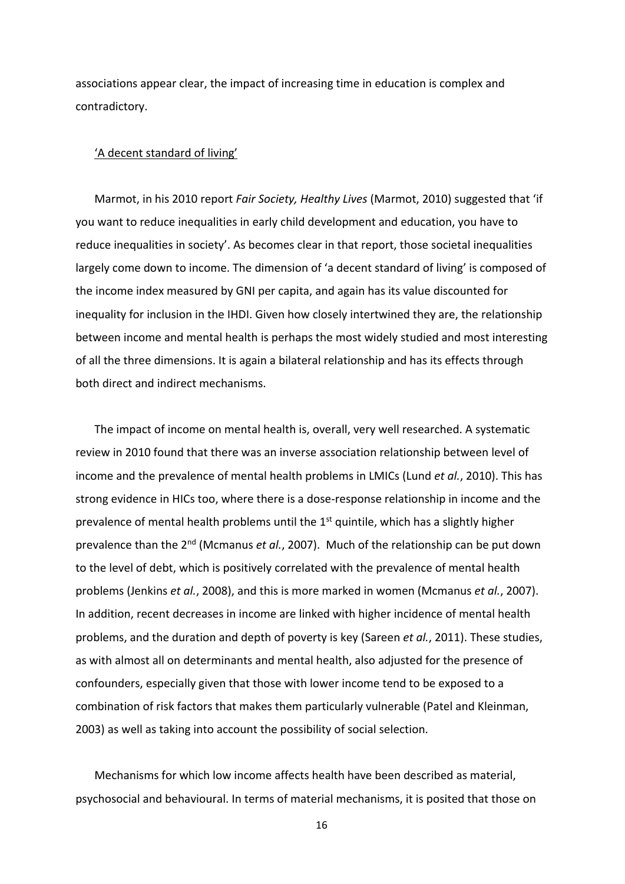associations appear clear, the impact of increasing time in education is complex and contradictory.

'A decent standard of living'

Marmot, in his 2010 report *Fair Society, Healthy Lives* (Marmot, 2010) suggested that 'if you want to reduce inequalities in early child development and education, you have to reduce inequalities in society'. As becomes clear in that report, those societal inequalities largely come down to income. The dimension of 'a decent standard of living' is composed of the income index measured by GNI per capita, and again has its value discounted for inequality for inclusion in the IHDI. Given how closely intertwined they are, the relationship between income and mental health is perhaps the most widely studied and most interesting of all the three dimensions. It is again a bilateral relationship and has its effects through both direct and indirect mechanisms.

The impact of income on mental health is, overall, very well researched. A systematic review in 2010 found that there was an inverse association relationship between level of income and the prevalence of mental health problems in LMICs (Lund *et al.*, 2010). This has strong evidence in HICs too, where there is a dose-response relationship in income and the prevalence of mental health problems until the 1st quintile, which has a slightly higher prevalence than the 2nd (Mcmanus *et al.*, 2007). Much of the relationship can be put down to the level of debt, which is positively correlated with the prevalence of mental health problems (Jenkins *et al.*, 2008), and this is more marked in women (Mcmanus *et al.*, 2007). In addition, recent decreases in income are linked with higher incidence of mental health problems, and the duration and depth of poverty is key (Sareen *et al.*, 2011). These studies, as with almost all on determinants and mental health, also adjusted for the presence of confounders, especially given that those with lower income tend to be exposed to a combination of risk factors that makes them particularly vulnerable (Patel and Kleinman, 2003) as well as taking into account the possibility of social selection.

Mechanisms for which low income affects health have been described as material, psychosocial and behavioural. In terms of material mechanisms, it is posited that those on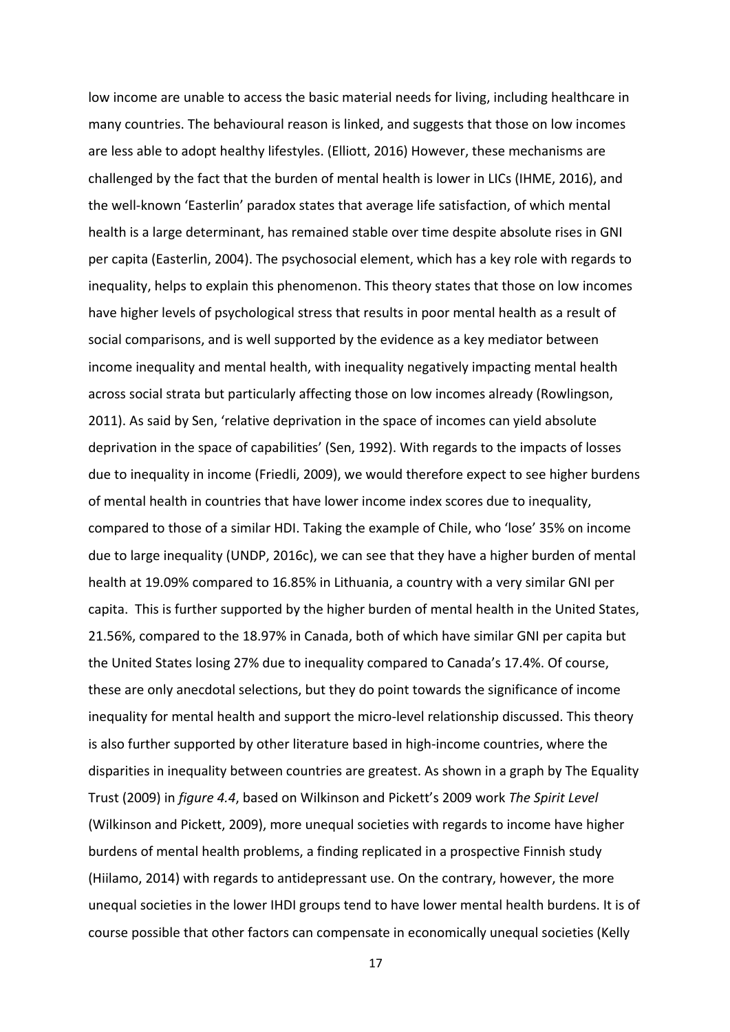low income are unable to access the basic material needs for living, including healthcare in many countries. The behavioural reason is linked, and suggests that those on low incomes are less able to adopt healthy lifestyles. (Elliott, 2016) However, these mechanisms are challenged by the fact that the burden of mental health is lower in LICs (IHME, 2016), and the well-known 'Easterlin' paradox states that average life satisfaction, of which mental health is a large determinant, has remained stable over time despite absolute rises in GNI per capita (Easterlin, 2004). The psychosocial element, which has a key role with regards to inequality, helps to explain this phenomenon. This theory states that those on low incomes have higher levels of psychological stress that results in poor mental health as a result of social comparisons, and is well supported by the evidence as a key mediator between income inequality and mental health, with inequality negatively impacting mental health across social strata but particularly affecting those on low incomes already (Rowlingson, 2011). As said by Sen, 'relative deprivation in the space of incomes can yield absolute deprivation in the space of capabilities' (Sen, 1992). With regards to the impacts of losses due to inequality in income (Friedli, 2009), we would therefore expect to see higher burdens of mental health in countries that have lower income index scores due to inequality, compared to those of a similar HDI. Taking the example of Chile, who 'lose' 35% on income due to large inequality (UNDP, 2016c), we can see that they have a higher burden of mental health at 19.09% compared to 16.85% in Lithuania, a country with a very similar GNI per capita. This is further supported by the higher burden of mental health in the United States, 21.56%, compared to the 18.97% in Canada, both of which have similar GNI per capita but the United States losing 27% due to inequality compared to Canada's 17.4%. Of course, these are only anecdotal selections, but they do point towards the significance of income inequality for mental health and support the micro-level relationship discussed. This theory is also further supported by other literature based in high-income countries, where the disparities in inequality between countries are greatest. As shown in a graph by The Equality Trust (2009) in *figure 4.4*, based on Wilkinson and Pickett's 2009 work *The Spirit Level* (Wilkinson and Pickett, 2009), more unequal societies with regards to income have higher burdens of mental health problems, a finding replicated in a prospective Finnish study (Hiilamo, 2014) with regards to antidepressant use. On the contrary, however, the more unequal societies in the lower IHDI groups tend to have lower mental health burdens. It is of course possible that other factors can compensate in economically unequal societies (Kelly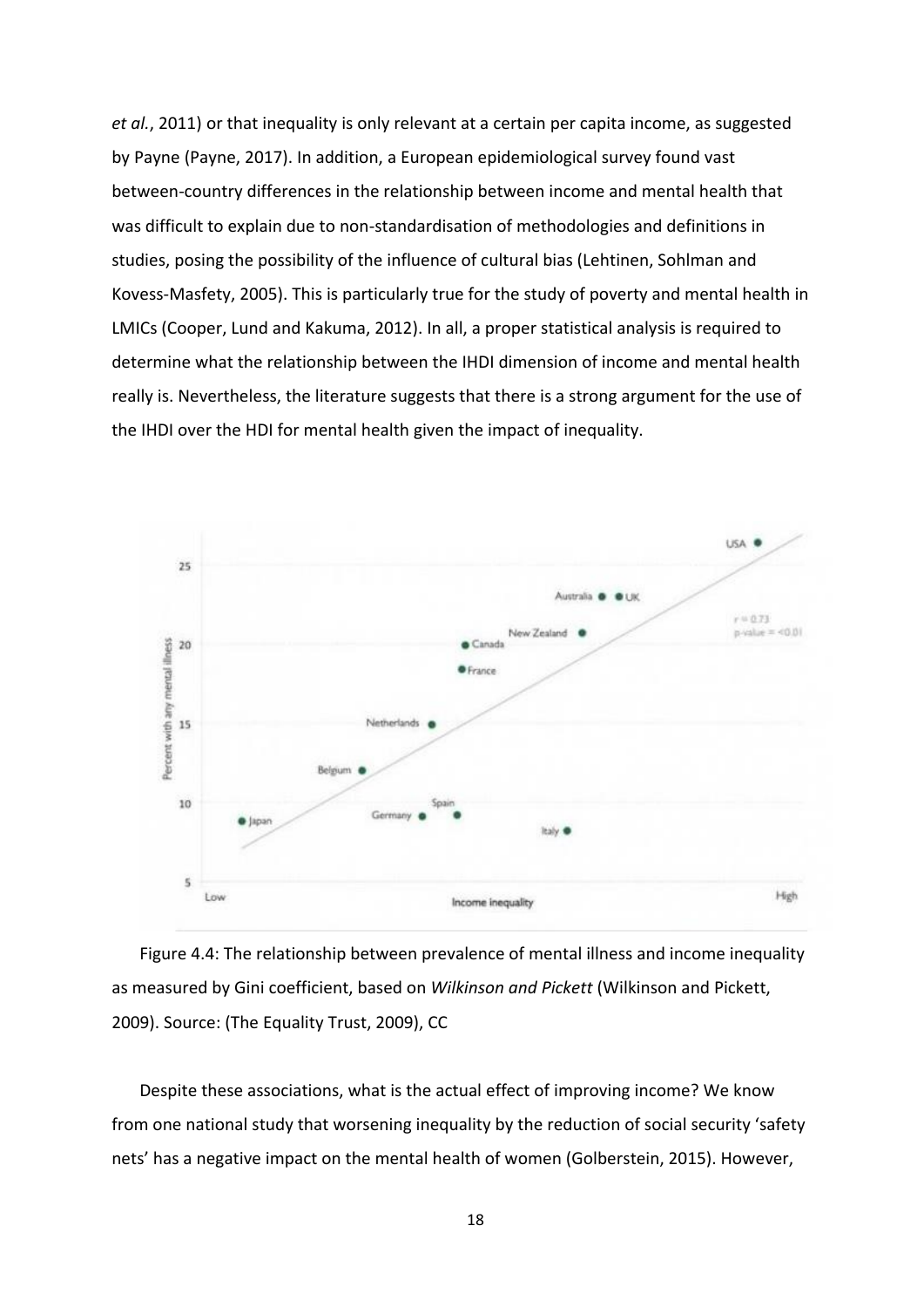*et al.*, 2011) or that inequality is only relevant at a certain per capita income, as suggested by Payne (Payne, 2017). In addition, a European epidemiological survey found vast between-country differences in the relationship between income and mental health that was difficult to explain due to non-standardisation of methodologies and definitions in studies, posing the possibility of the influence of cultural bias (Lehtinen, Sohlman and Kovess-Masfety, 2005). This is particularly true for the study of poverty and mental health in LMICs (Cooper, Lund and Kakuma, 2012). In all, a proper statistical analysis is required to determine what the relationship between the IHDI dimension of income and mental health really is. Nevertheless, the literature suggests that there is a strong argument for the use of the IHDI over the HDI for mental health given the impact of inequality.

Figure 4.4: The relationship between prevalence of mental illness and income inequality as measured by Gini coefficient, based on *Wilkinson and Pickett* (Wilkinson and Pickett, 2009). Source: (The Equality Trust, 2009), CC

Despite these associations, what is the actual effect of improving income? We know from one national study that worsening inequality by the reduction of social security 'safety nets' has a negative impact on the mental health of women (Golberstein, 2015). However,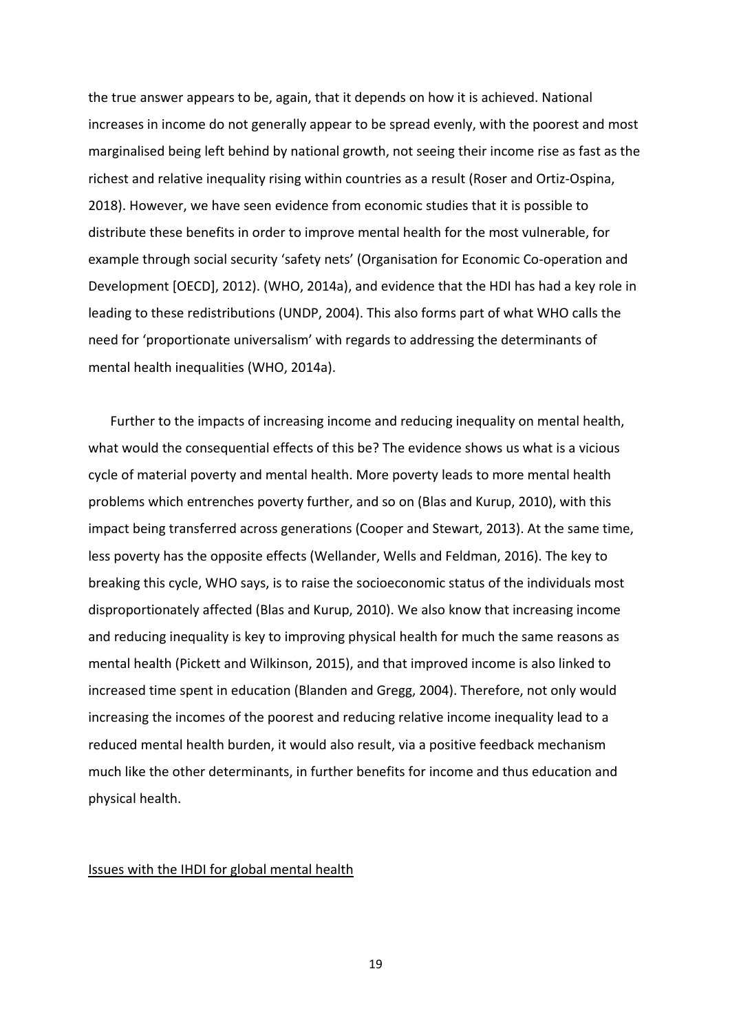the true answer appears to be, again, that it depends on how it is achieved. National increases in income do not generally appear to be spread evenly, with the poorest and most marginalised being left behind by national growth, not seeing their income rise as fast as the richest and relative inequality rising within countries as a result (Roser and Ortiz-Ospina, 2018). However, we have seen evidence from economic studies that it is possible to distribute these benefits in order to improve mental health for the most vulnerable, for example through social security 'safety nets' (Organisation for Economic Co-operation and Development [OECD], 2012). (WHO, 2014a), and evidence that the HDI has had a key role in leading to these redistributions (UNDP, 2004). This also forms part of what WHO calls the need for 'proportionate universalism' with regards to addressing the determinants of mental health inequalities (WHO, 2014a).

Further to the impacts of increasing income and reducing inequality on mental health, what would the consequential effects of this be? The evidence shows us what is a vicious cycle of material poverty and mental health. More poverty leads to more mental health problems which entrenches poverty further, and so on (Blas and Kurup, 2010), with this impact being transferred across generations (Cooper and Stewart, 2013). At the same time, less poverty has the opposite effects (Wellander, Wells and Feldman, 2016). The key to breaking this cycle, WHO says, is to raise the socioeconomic status of the individuals most disproportionately affected (Blas and Kurup, 2010). We also know that increasing income and reducing inequality is key to improving physical health for much the same reasons as mental health (Pickett and Wilkinson, 2015), and that improved income is also linked to increased time spent in education (Blanden and Gregg, 2004). Therefore, not only would increasing the incomes of the poorest and reducing relative income inequality lead to a reduced mental health burden, it would also result, via a positive feedback mechanism much like the other determinants, in further benefits for income and thus education and physical health.

## Issues with the IHDI for global mental health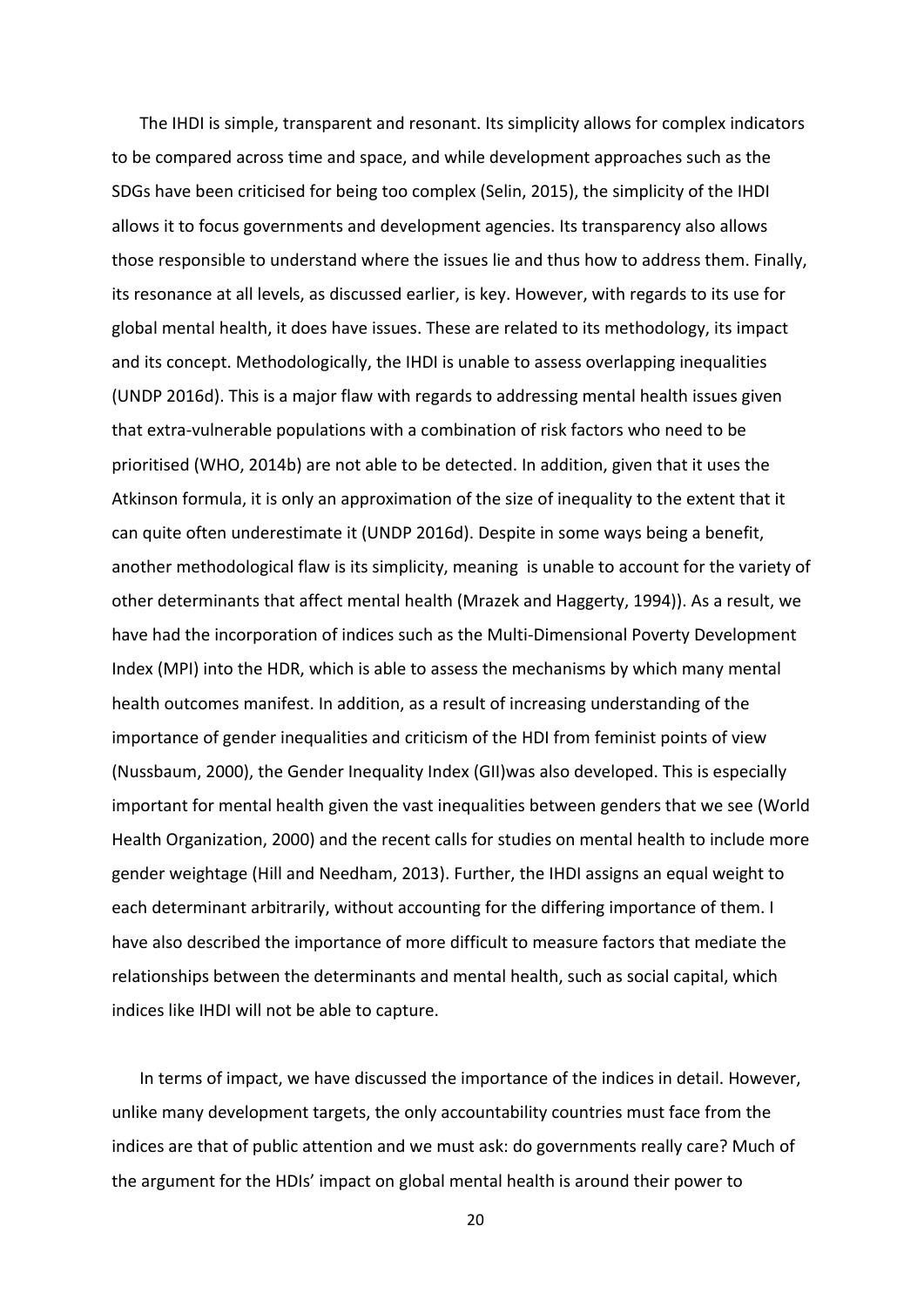The IHDI is simple, transparent and resonant. Its simplicity allows for complex indicators to be compared across time and space, and while development approaches such as the SDGs have been criticised for being too complex (Selin, 2015), the simplicity of the IHDI allows it to focus governments and development agencies. Its transparency also allows those responsible to understand where the issues lie and thus how to address them. Finally, its resonance at all levels, as discussed earlier, is key. However, with regards to its use for global mental health, it does have issues. These are related to its methodology, its impact and its concept. Methodologically, the IHDI is unable to assess overlapping inequalities (UNDP 2016d). This is a major flaw with regards to addressing mental health issues given that extra-vulnerable populations with a combination of risk factors who need to be prioritised (WHO, 2014b) are not able to be detected. In addition, given that it uses the Atkinson formula, it is only an approximation of the size of inequality to the extent that it can quite often underestimate it (UNDP 2016d). Despite in some ways being a benefit, another methodological flaw is its simplicity, meaning is unable to account for the variety of other determinants that affect mental health (Mrazek and Haggerty, 1994)). As a result, we have had the incorporation of indices such as the Multi-Dimensional Poverty Development Index (MPI) into the HDR, which is able to assess the mechanisms by which many mental health outcomes manifest. In addition, as a result of increasing understanding of the importance of gender inequalities and criticism of the HDI from feminist points of view (Nussbaum, 2000), the Gender Inequality Index (GII)was also developed. This is especially important for mental health given the vast inequalities between genders that we see (World Health Organization, 2000) and the recent calls for studies on mental health to include more gender weightage (Hill and Needham, 2013). Further, the IHDI assigns an equal weight to each determinant arbitrarily, without accounting for the differing importance of them. I have also described the importance of more difficult to measure factors that mediate the relationships between the determinants and mental health, such as social capital, which indices like IHDI will not be able to capture.

In terms of impact, we have discussed the importance of the indices in detail. However, unlike many development targets, the only accountability countries must face from the indices are that of public attention and we must ask: do governments really care? Much of the argument for the HDIs' impact on global mental health is around their power to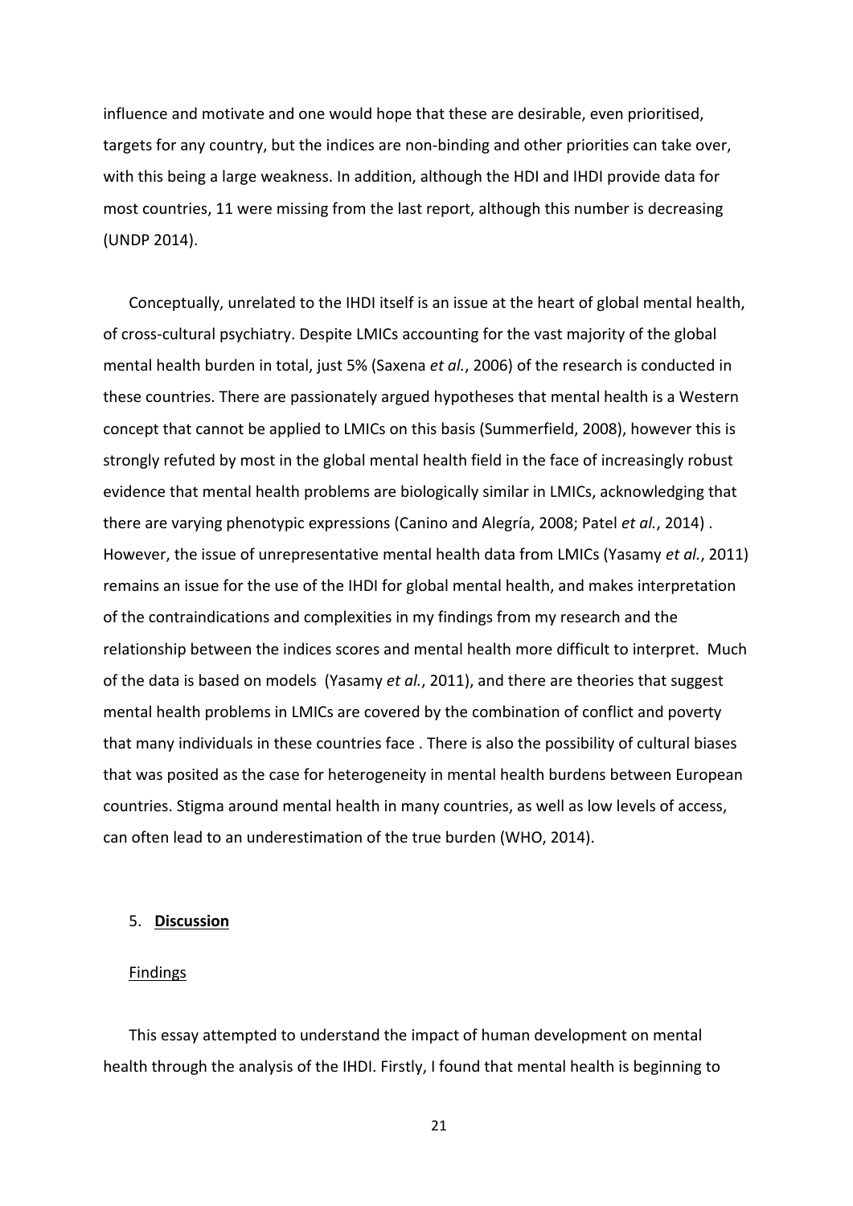influence and motivate and one would hope that these are desirable, even prioritised, targets for any country, but the indices are non-binding and other priorities can take over, with this being a large weakness. In addition, although the HDI and IHDI provide data for most countries, 11 were missing from the last report, although this number is decreasing (UNDP 2014).

Conceptually, unrelated to the IHDI itself is an issue at the heart of global mental health, of cross-cultural psychiatry. Despite LMICs accounting for the vast majority of the global mental health burden in total, just 5% (Saxena *et al.*, 2006) of the research is conducted in these countries. There are passionately argued hypotheses that mental health is a Western concept that cannot be applied to LMICs on this basis (Summerfield, 2008), however this is strongly refuted by most in the global mental health field in the face of increasingly robust evidence that mental health problems are biologically similar in LMICs, acknowledging that there are varying phenotypic expressions (Canino and Alegría, 2008; Patel *et al.*, 2014) . However, the issue of unrepresentative mental health data from LMICs (Yasamy *et al.*, 2011) remains an issue for the use of the IHDI for global mental health, and makes interpretation of the contraindications and complexities in my findings from my research and the relationship between the indices scores and mental health more difficult to interpret. Much of the data is based on models (Yasamy *et al.*, 2011), and there are theories that suggest mental health problems in LMICs are covered by the combination of conflict and poverty that many individuals in these countries face . There is also the possibility of cultural biases that was posited as the case for heterogeneity in mental health burdens between European countries. Stigma around mental health in many countries, as well as low levels of access, can often lead to an underestimation of the true burden (WHO, 2014).

## 5. **Discussion**

### Findings

This essay attempted to understand the impact of human development on mental health through the analysis of the IHDI. Firstly, I found that mental health is beginning to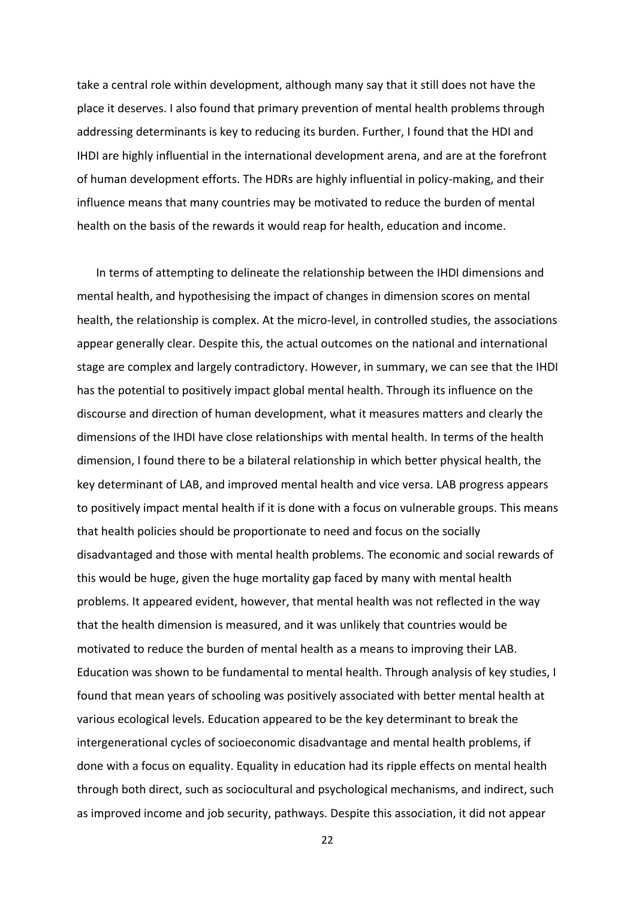take a central role within development, although many say that it still does not have the place it deserves. I also found that primary prevention of mental health problems through addressing determinants is key to reducing its burden. Further, I found that the HDI and IHDI are highly influential in the international development arena, and are at the forefront of human development efforts. The HDRs are highly influential in policy-making, and their influence means that many countries may be motivated to reduce the burden of mental health on the basis of the rewards it would reap for health, education and income.

In terms of attempting to delineate the relationship between the IHDI dimensions and mental health, and hypothesising the impact of changes in dimension scores on mental health, the relationship is complex. At the micro-level, in controlled studies, the associations appear generally clear. Despite this, the actual outcomes on the national and international stage are complex and largely contradictory. However, in summary, we can see that the IHDI has the potential to positively impact global mental health. Through its influence on the discourse and direction of human development, what it measures matters and clearly the dimensions of the IHDI have close relationships with mental health. In terms of the health dimension, I found there to be a bilateral relationship in which better physical health, the key determinant of LAB, and improved mental health and vice versa. LAB progress appears to positively impact mental health if it is done with a focus on vulnerable groups. This means that health policies should be proportionate to need and focus on the socially disadvantaged and those with mental health problems. The economic and social rewards of this would be huge, given the huge mortality gap faced by many with mental health problems. It appeared evident, however, that mental health was not reflected in the way that the health dimension is measured, and it was unlikely that countries would be motivated to reduce the burden of mental health as a means to improving their LAB. Education was shown to be fundamental to mental health. Through analysis of key studies, I found that mean years of schooling was positively associated with better mental health at various ecological levels. Education appeared to be the key determinant to break the intergenerational cycles of socioeconomic disadvantage and mental health problems, if done with a focus on equality. Equality in education had its ripple effects on mental health through both direct, such as sociocultural and psychological mechanisms, and indirect, such as improved income and job security, pathways. Despite this association, it did not appear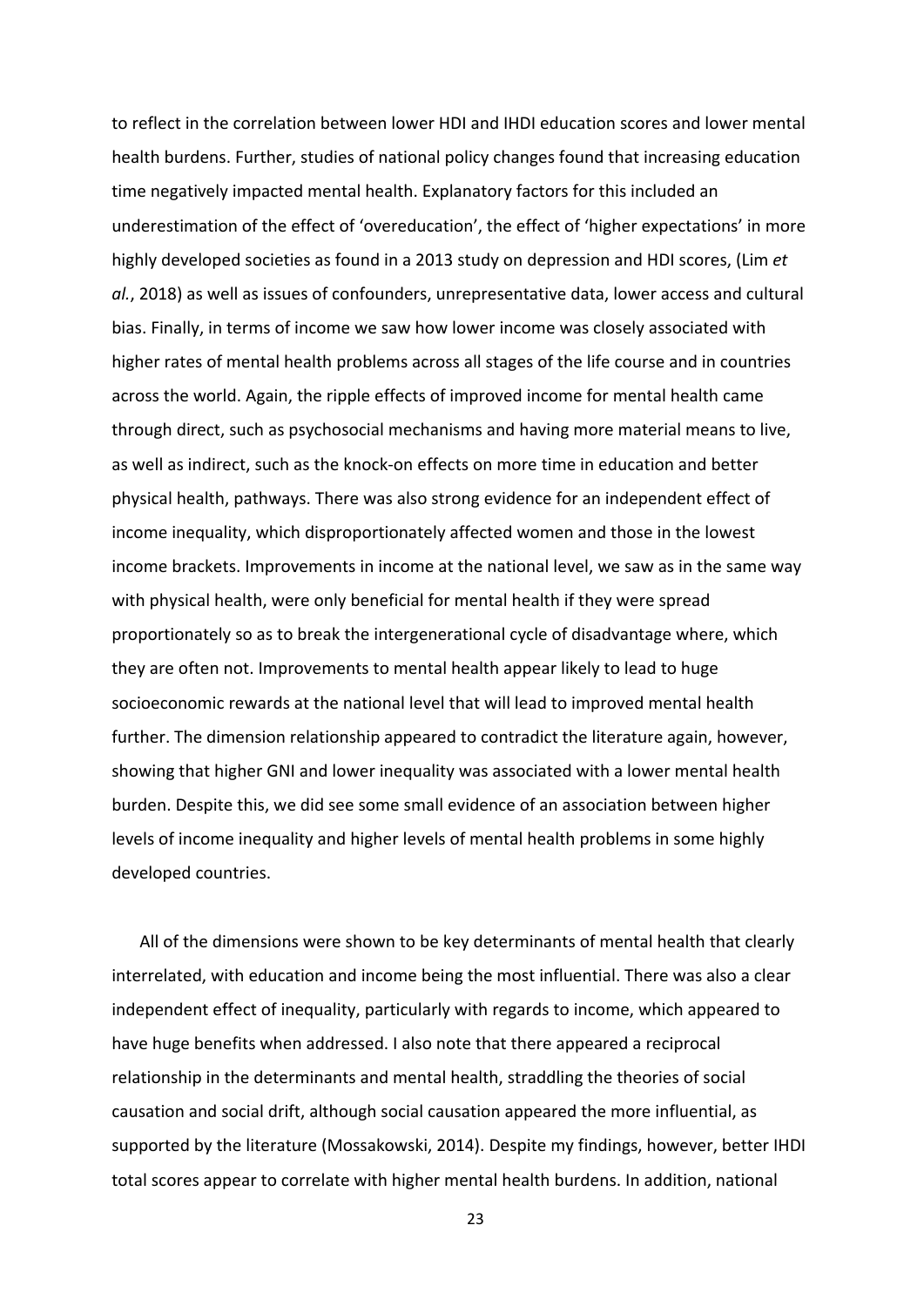to reflect in the correlation between lower HDI and IHDI education scores and lower mental health burdens. Further, studies of national policy changes found that increasing education time negatively impacted mental health. Explanatory factors for this included an underestimation of the effect of 'overeducation', the effect of 'higher expectations' in more highly developed societies as found in a 2013 study on depression and HDI scores, (Lim *et al.*, 2018) as well as issues of confounders, unrepresentative data, lower access and cultural bias. Finally, in terms of income we saw how lower income was closely associated with higher rates of mental health problems across all stages of the life course and in countries across the world. Again, the ripple effects of improved income for mental health came through direct, such as psychosocial mechanisms and having more material means to live, as well as indirect, such as the knock-on effects on more time in education and better physical health, pathways. There was also strong evidence for an independent effect of income inequality, which disproportionately affected women and those in the lowest income brackets. Improvements in income at the national level, we saw as in the same way with physical health, were only beneficial for mental health if they were spread proportionately so as to break the intergenerational cycle of disadvantage where, which they are often not. Improvements to mental health appear likely to lead to huge socioeconomic rewards at the national level that will lead to improved mental health further. The dimension relationship appeared to contradict the literature again, however, showing that higher GNI and lower inequality was associated with a lower mental health burden. Despite this, we did see some small evidence of an association between higher levels of income inequality and higher levels of mental health problems in some highly developed countries.

All of the dimensions were shown to be key determinants of mental health that clearly interrelated, with education and income being the most influential. There was also a clear independent effect of inequality, particularly with regards to income, which appeared to have huge benefits when addressed. I also note that there appeared a reciprocal relationship in the determinants and mental health, straddling the theories of social causation and social drift, although social causation appeared the more influential, as supported by the literature (Mossakowski, 2014). Despite my findings, however, better IHDI total scores appear to correlate with higher mental health burdens. In addition, national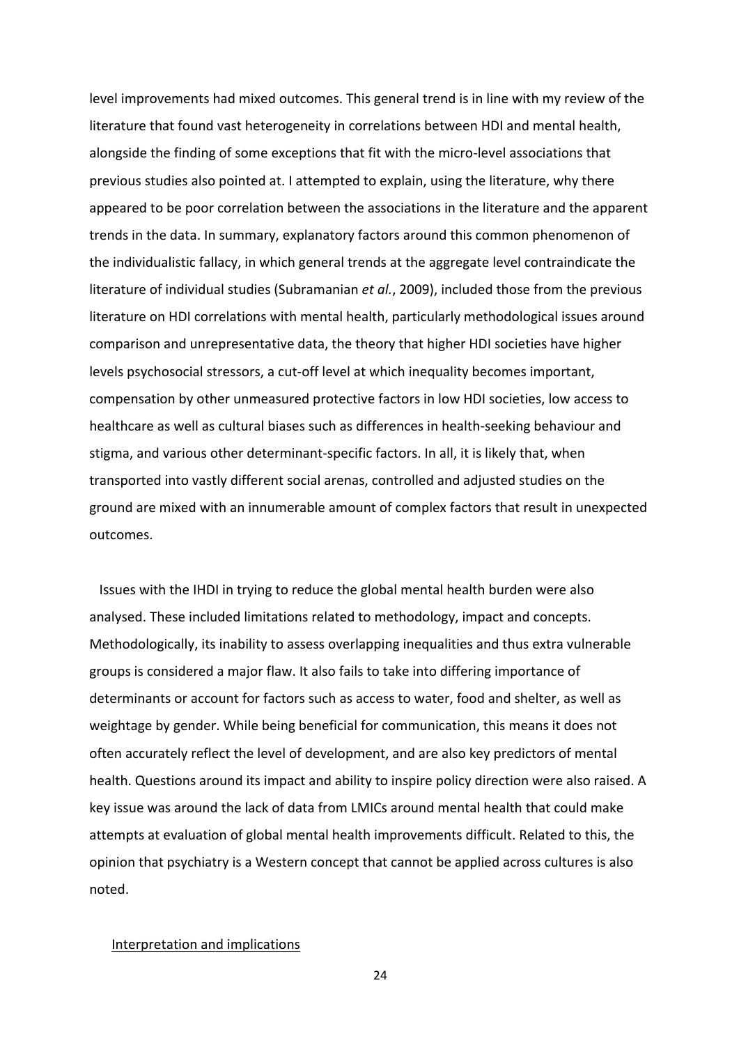level improvements had mixed outcomes. This general trend is in line with my review of the literature that found vast heterogeneity in correlations between HDI and mental health, alongside the finding of some exceptions that fit with the micro-level associations that previous studies also pointed at. I attempted to explain, using the literature, why there appeared to be poor correlation between the associations in the literature and the apparent trends in the data. In summary, explanatory factors around this common phenomenon of the individualistic fallacy, in which general trends at the aggregate level contraindicate the literature of individual studies (Subramanian *et al.*, 2009), included those from the previous literature on HDI correlations with mental health, particularly methodological issues around comparison and unrepresentative data, the theory that higher HDI societies have higher levels psychosocial stressors, a cut-off level at which inequality becomes important, compensation by other unmeasured protective factors in low HDI societies, low access to healthcare as well as cultural biases such as differences in health-seeking behaviour and stigma, and various other determinant-specific factors. In all, it is likely that, when transported into vastly different social arenas, controlled and adjusted studies on the ground are mixed with an innumerable amount of complex factors that result in unexpected outcomes.

Issues with the IHDI in trying to reduce the global mental health burden were also analysed. These included limitations related to methodology, impact and concepts. Methodologically, its inability to assess overlapping inequalities and thus extra vulnerable groups is considered a major flaw. It also fails to take into differing importance of determinants or account for factors such as access to water, food and shelter, as well as weightage by gender. While being beneficial for communication, this means it does not often accurately reflect the level of development, and are also key predictors of mental health. Questions around its impact and ability to inspire policy direction were also raised. A key issue was around the lack of data from LMICs around mental health that could make attempts at evaluation of global mental health improvements difficult. Related to this, the opinion that psychiatry is a Western concept that cannot be applied across cultures is also noted.

## Interpretation and implications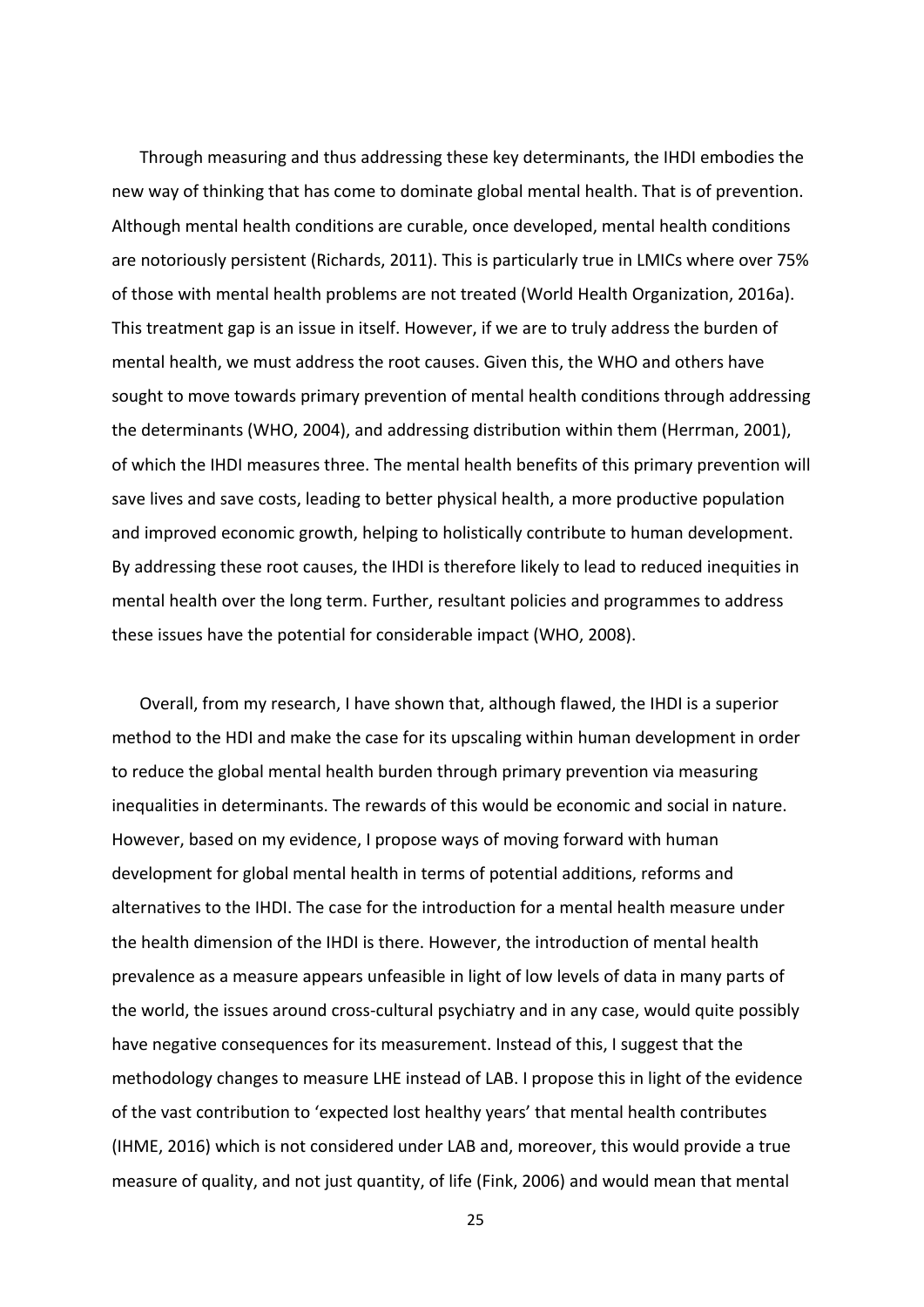Through measuring and thus addressing these key determinants, the IHDI embodies the new way of thinking that has come to dominate global mental health. That is of prevention. Although mental health conditions are curable, once developed, mental health conditions are notoriously persistent (Richards, 2011). This is particularly true in LMICs where over 75% of those with mental health problems are not treated (World Health Organization, 2016a). This treatment gap is an issue in itself. However, if we are to truly address the burden of mental health, we must address the root causes. Given this, the WHO and others have sought to move towards primary prevention of mental health conditions through addressing the determinants (WHO, 2004), and addressing distribution within them (Herrman, 2001), of which the IHDI measures three. The mental health benefits of this primary prevention will save lives and save costs, leading to better physical health, a more productive population and improved economic growth, helping to holistically contribute to human development. By addressing these root causes, the IHDI is therefore likely to lead to reduced inequities in mental health over the long term. Further, resultant policies and programmes to address these issues have the potential for considerable impact (WHO, 2008).

Overall, from my research, I have shown that, although flawed, the IHDI is a superior method to the HDI and make the case for its upscaling within human development in order to reduce the global mental health burden through primary prevention via measuring inequalities in determinants. The rewards of this would be economic and social in nature. However, based on my evidence, I propose ways of moving forward with human development for global mental health in terms of potential additions, reforms and alternatives to the IHDI. The case for the introduction for a mental health measure under the health dimension of the IHDI is there. However, the introduction of mental health prevalence as a measure appears unfeasible in light of low levels of data in many parts of the world, the issues around cross-cultural psychiatry and in any case, would quite possibly have negative consequences for its measurement. Instead of this, I suggest that the methodology changes to measure LHE instead of LAB. I propose this in light of the evidence of the vast contribution to 'expected lost healthy years' that mental health contributes (IHME, 2016) which is not considered under LAB and, moreover, this would provide a true measure of quality, and not just quantity, of life (Fink, 2006) and would mean that mental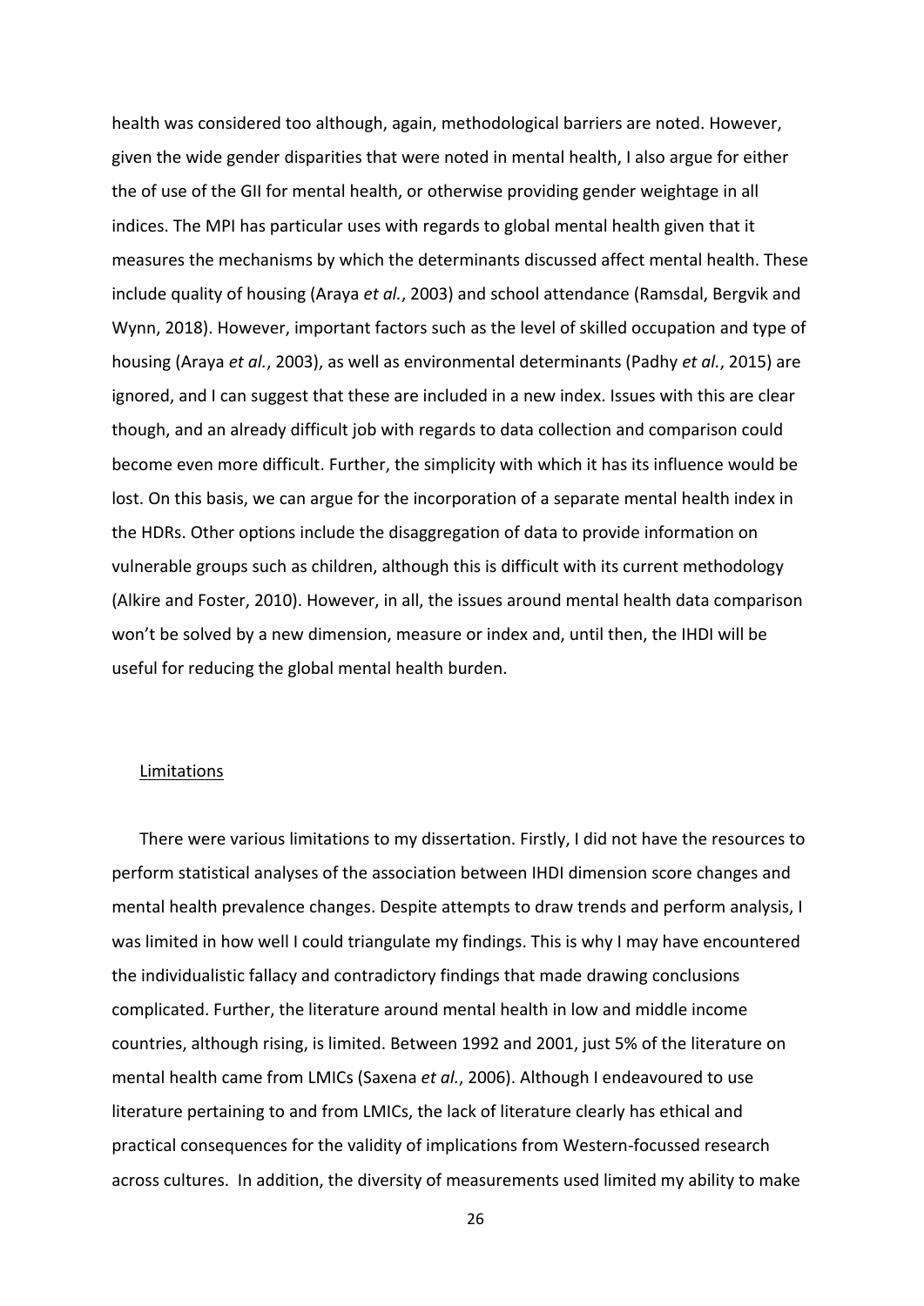health was considered too although, again, methodological barriers are noted. However, given the wide gender disparities that were noted in mental health, I also argue for either the of use of the GII for mental health, or otherwise providing gender weightage in all indices. The MPI has particular uses with regards to global mental health given that it measures the mechanisms by which the determinants discussed affect mental health. These include quality of housing (Araya *et al.*, 2003) and school attendance (Ramsdal, Bergvik and Wynn, 2018). However, important factors such as the level of skilled occupation and type of housing (Araya *et al.*, 2003), as well as environmental determinants (Padhy *et al.*, 2015) are ignored, and I can suggest that these are included in a new index. Issues with this are clear though, and an already difficult job with regards to data collection and comparison could become even more difficult. Further, the simplicity with which it has its influence would be lost. On this basis, we can argue for the incorporation of a separate mental health index in the HDRs. Other options include the disaggregation of data to provide information on vulnerable groups such as children, although this is difficult with its current methodology (Alkire and Foster, 2010). However, in all, the issues around mental health data comparison won't be solved by a new dimension, measure or index and, until then, the IHDI will be useful for reducing the global mental health burden.

## Limitations

There were various limitations to my dissertation. Firstly, I did not have the resources to perform statistical analyses of the association between IHDI dimension score changes and mental health prevalence changes. Despite attempts to draw trends and perform analysis, I was limited in how well I could triangulate my findings. This is why I may have encountered the individualistic fallacy and contradictory findings that made drawing conclusions complicated. Further, the literature around mental health in low and middle income countries, although rising, is limited. Between 1992 and 2001, just 5% of the literature on mental health came from LMICs (Saxena *et al.*, 2006). Although I endeavoured to use literature pertaining to and from LMICs, the lack of literature clearly has ethical and practical consequences for the validity of implications from Western-focussed research across cultures. In addition, the diversity of measurements used limited my ability to make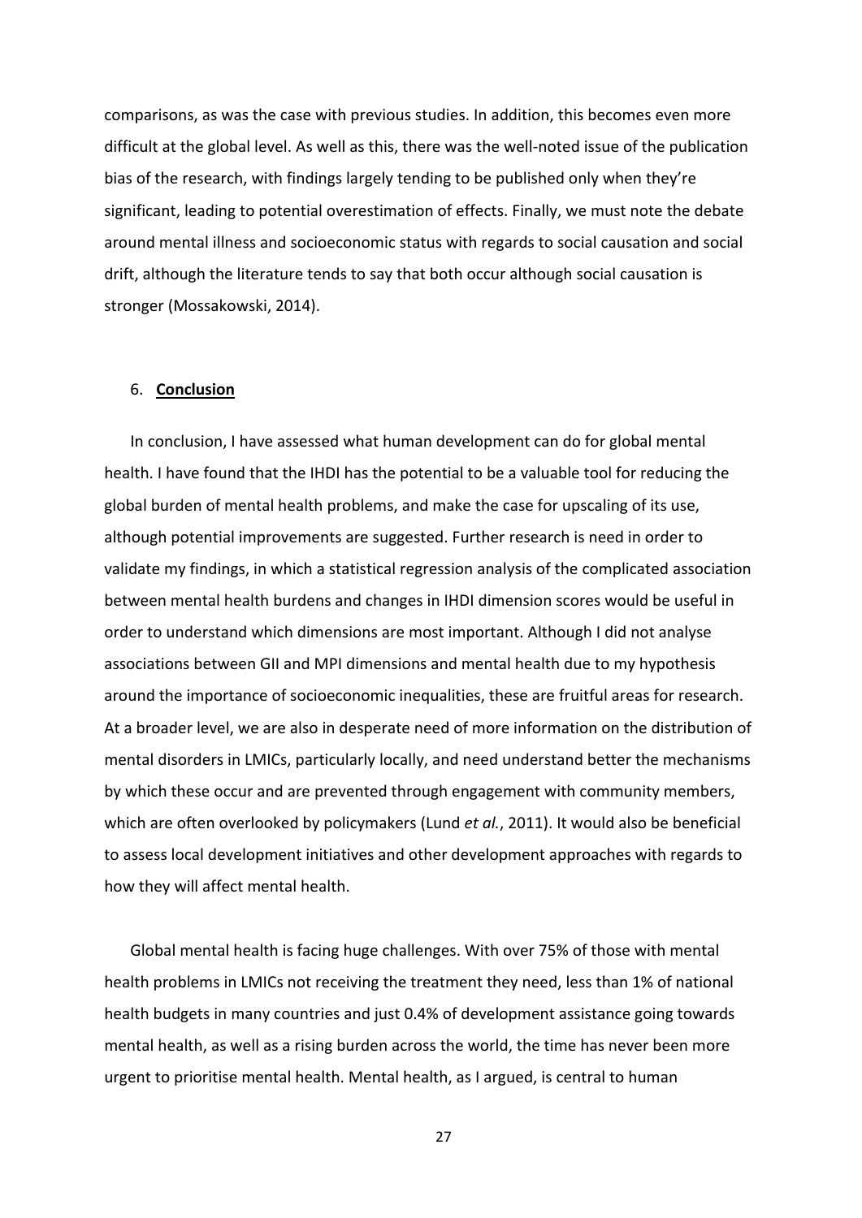comparisons, as was the case with previous studies. In addition, this becomes even more difficult at the global level. As well as this, there was the well-noted issue of the publication bias of the research, with findings largely tending to be published only when they're significant, leading to potential overestimation of effects. Finally, we must note the debate around mental illness and socioeconomic status with regards to social causation and social drift, although the literature tends to say that both occur although social causation is stronger (Mossakowski, 2014).

## 6. **Conclusion**

In conclusion, I have assessed what human development can do for global mental health. I have found that the IHDI has the potential to be a valuable tool for reducing the global burden of mental health problems, and make the case for upscaling of its use, although potential improvements are suggested. Further research is need in order to validate my findings, in which a statistical regression analysis of the complicated association between mental health burdens and changes in IHDI dimension scores would be useful in order to understand which dimensions are most important. Although I did not analyse associations between GII and MPI dimensions and mental health due to my hypothesis around the importance of socioeconomic inequalities, these are fruitful areas for research. At a broader level, we are also in desperate need of more information on the distribution of mental disorders in LMICs, particularly locally, and need understand better the mechanisms by which these occur and are prevented through engagement with community members, which are often overlooked by policymakers (Lund *et al.*, 2011). It would also be beneficial to assess local development initiatives and other development approaches with regards to how they will affect mental health.

Global mental health is facing huge challenges. With over 75% of those with mental health problems in LMICs not receiving the treatment they need, less than 1% of national health budgets in many countries and just 0.4% of development assistance going towards mental health, as well as a rising burden across the world, the time has never been more urgent to prioritise mental health. Mental health, as I argued, is central to human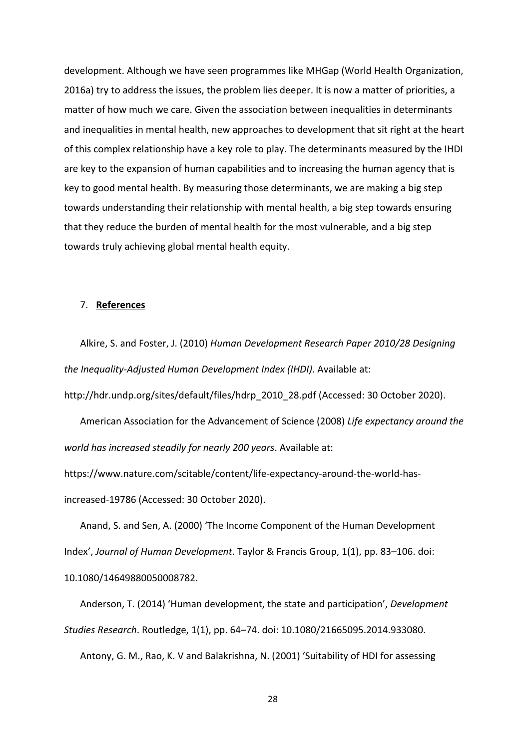development. Although we have seen programmes like MHGap (World Health Organization, 2016a) try to address the issues, the problem lies deeper. It is now a matter of priorities, a matter of how much we care. Given the association between inequalities in determinants and inequalities in mental health, new approaches to development that sit right at the heart of this complex relationship have a key role to play. The determinants measured by the IHDI are key to the expansion of human capabilities and to increasing the human agency that is key to good mental health. By measuring those determinants, we are making a big step towards understanding their relationship with mental health, a big step towards ensuring that they reduce the burden of mental health for the most vulnerable, and a big step towards truly achieving global mental health equity.

## 7. **References**

Alkire, S. and Foster, J. (2010) *Human Development Research Paper 2010/28 Designing the Inequality-Adjusted Human Development Index (IHDI)*. Available at: http://hdr.undp.org/sites/default/files/hdrp_2010_28.pdf (Accessed: 30 October 2020).

American Association for the Advancement of Science (2008) *Life expectancy around the world has increased steadily for nearly 200 years*. Available at: https://www.nature.com/scitable/content/life-expectancy-around-the-world-has-increased-19786 (Accessed: 30 October 2020).

Anand, S. and Sen, A. (2000) 'The Income Component of the Human Development Index', *Journal of Human Development*. Taylor & Francis Group, 1(1), pp. 83–106. doi: 10.1080/14649880050008782.

Anderson, T. (2014) 'Human development, the state and participation', *Development Studies Research*. Routledge, 1(1), pp. 64–74. doi: 10.1080/21665095.2014.933080.

Antony, G. M., Rao, K. V and Balakrishna, N. (2001) 'Suitability of HDI for assessing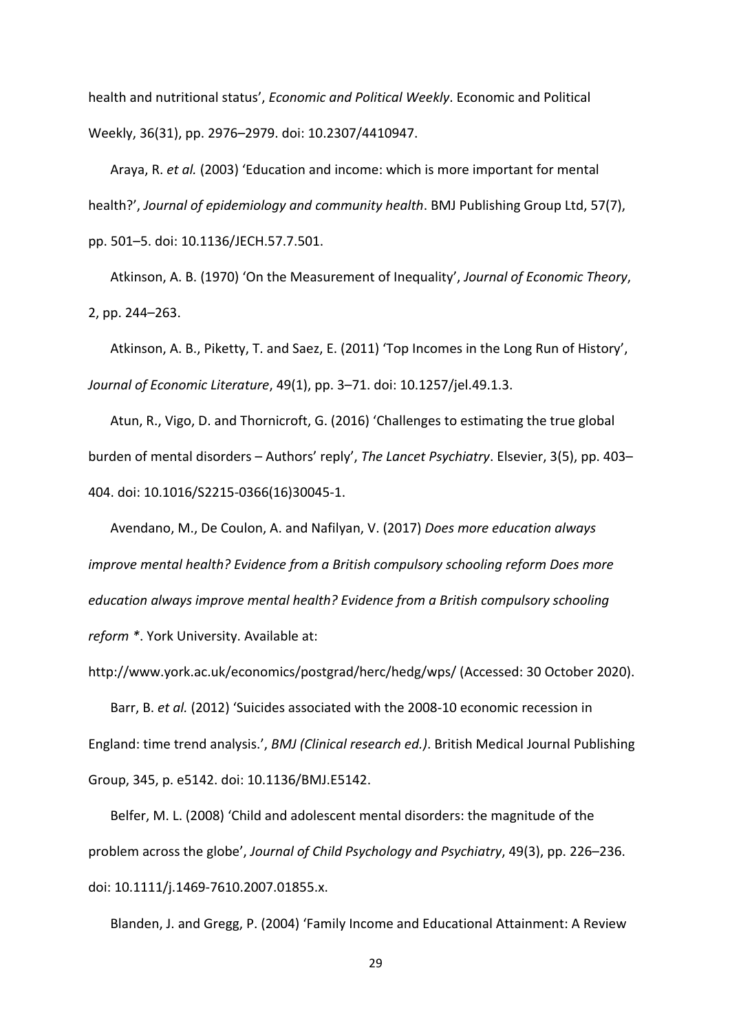health and nutritional status', *Economic and Political Weekly*. Economic and Political Weekly, 36(31), pp. 2976–2979. doi: 10.2307/4410947.

Araya, R. *et al.* (2003) 'Education and income: which is more important for mental health?', *Journal of epidemiology and community health*. BMJ Publishing Group Ltd, 57(7), pp. 501–5. doi: 10.1136/JECH.57.7.501.

Atkinson, A. B. (1970) 'On the Measurement of Inequality', *Journal of Economic Theory*, 2, pp. 244–263.

Atkinson, A. B., Piketty, T. and Saez, E. (2011) 'Top Incomes in the Long Run of History', *Journal of Economic Literature*, 49(1), pp. 3–71. doi: 10.1257/jel.49.1.3.

Atun, R., Vigo, D. and Thornicroft, G. (2016) 'Challenges to estimating the true global burden of mental disorders – Authors' reply', *The Lancet Psychiatry*. Elsevier, 3(5), pp. 403–404. doi: 10.1016/S2215-0366(16)30045-1.

Avendano, M., De Coulon, A. and Nafilyan, V. (2017) *Does more education always improve mental health? Evidence from a British compulsory schooling reform Does more education always improve mental health? Evidence from a British compulsory schooling reform \**. York University. Available at: http://www.york.ac.uk/economics/postgrad/herc/hedg/wps/ (Accessed: 30 October 2020).

Barr, B. *et al.* (2012) 'Suicides associated with the 2008-10 economic recession in England: time trend analysis.', *BMJ (Clinical research ed.)*. British Medical Journal Publishing Group, 345, p. e5142. doi: 10.1136/BMJ.E5142.

Belfer, M. L. (2008) 'Child and adolescent mental disorders: the magnitude of the problem across the globe', *Journal of Child Psychology and Psychiatry*, 49(3), pp. 226–236. doi: 10.1111/j.1469-7610.2007.01855.x.

Blanden, J. and Gregg, P. (2004) 'Family Income and Educational Attainment: A Review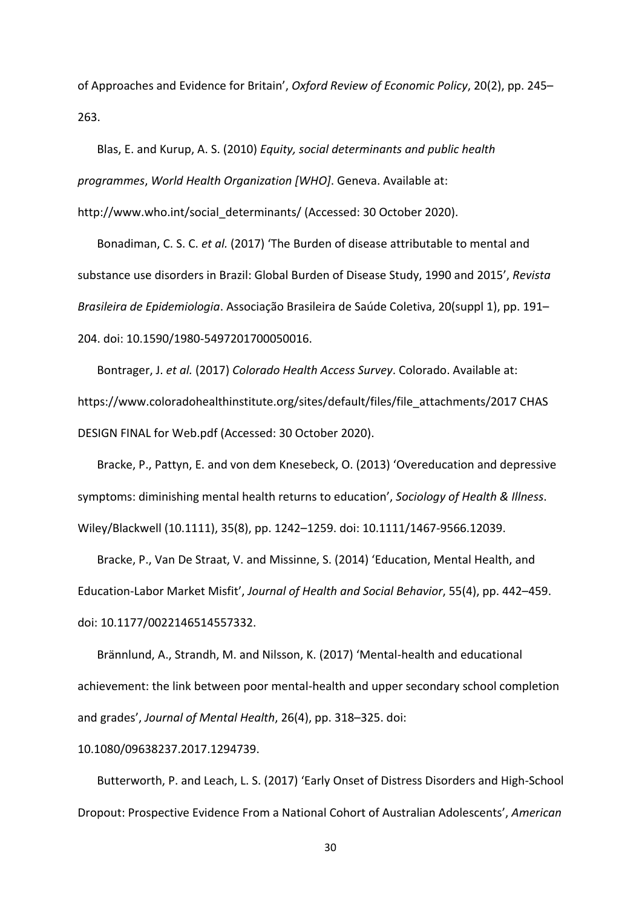of Approaches and Evidence for Britain', *Oxford Review of Economic Policy*, 20(2), pp. 245–263.

Blas, E. and Kurup, A. S. (2010) *Equity, social determinants and public health programmes*, *World Health Organization [WHO]*. Geneva. Available at: http://www.who.int/social_determinants/ (Accessed: 30 October 2020).

Bonadiman, C. S. C. *et al.* (2017) 'The Burden of disease attributable to mental and substance use disorders in Brazil: Global Burden of Disease Study, 1990 and 2015', *Revista Brasileira de Epidemiologia*. Associação Brasileira de Saúde Coletiva, 20(suppl 1), pp. 191–204. doi: 10.1590/1980-5497201700050016.

Bontrager, J. *et al.* (2017) *Colorado Health Access Survey*. Colorado. Available at: https://www.coloradohealthinstitute.org/sites/default/files/file_attachments/2017 CHAS DESIGN FINAL for Web.pdf (Accessed: 30 October 2020).

Bracke, P., Pattyn, E. and von dem Knesebeck, O. (2013) 'Overeducation and depressive symptoms: diminishing mental health returns to education', *Sociology of Health & Illness*. Wiley/Blackwell (10.1111), 35(8), pp. 1242–1259. doi: 10.1111/1467-9566.12039.

Bracke, P., Van De Straat, V. and Missinne, S. (2014) 'Education, Mental Health, and Education-Labor Market Misfit', *Journal of Health and Social Behavior*, 55(4), pp. 442–459. doi: 10.1177/0022146514557332.

Brännlund, A., Strandh, M. and Nilsson, K. (2017) 'Mental-health and educational achievement: the link between poor mental-health and upper secondary school completion and grades', *Journal of Mental Health*, 26(4), pp. 318–325. doi: 10.1080/09638237.2017.1294739.

Butterworth, P. and Leach, L. S. (2017) 'Early Onset of Distress Disorders and High-School Dropout: Prospective Evidence From a National Cohort of Australian Adolescents', *American*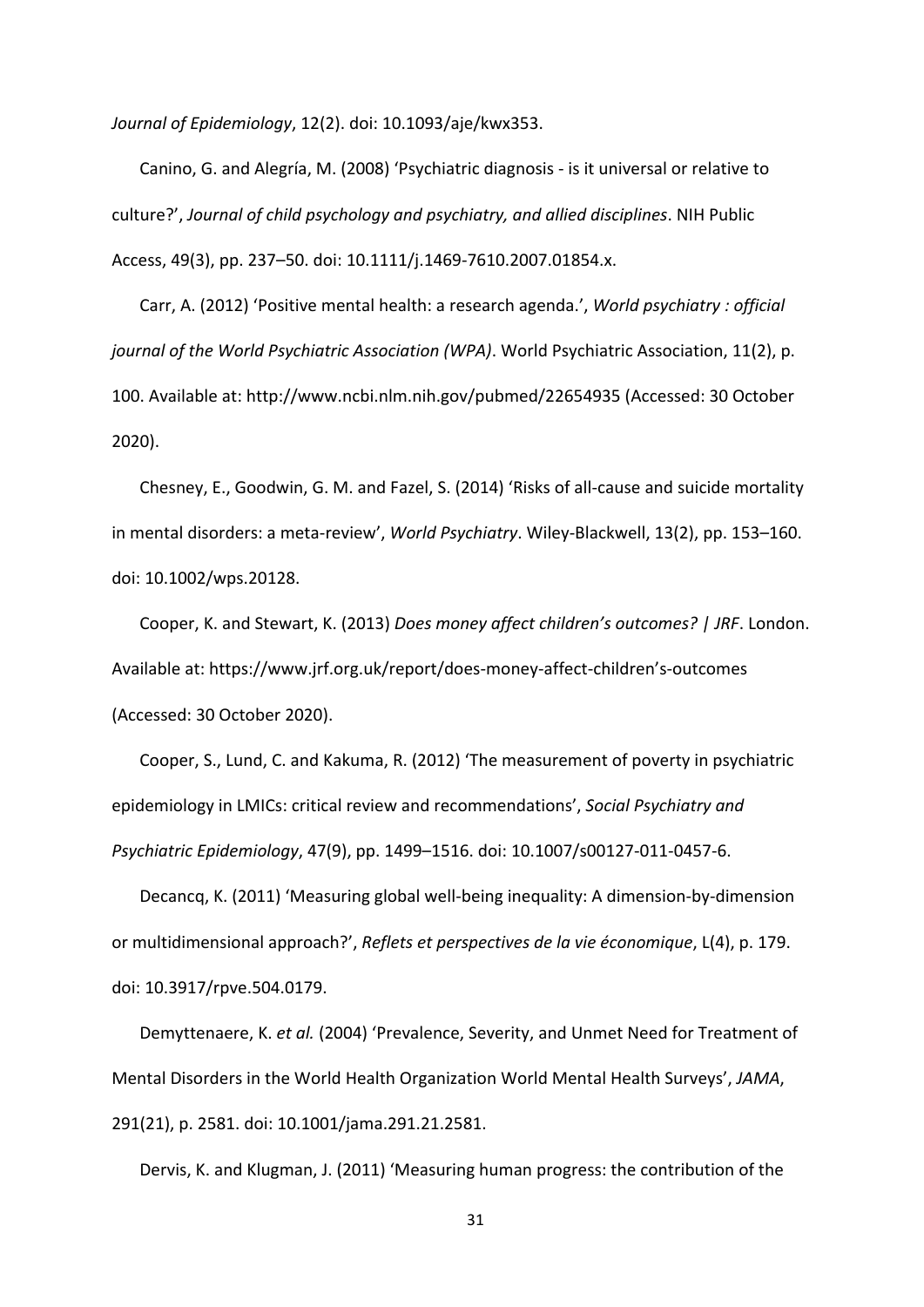*Journal of Epidemiology*, 12(2). doi: 10.1093/aje/kwx353.

Canino, G. and Alegría, M. (2008) 'Psychiatric diagnosis - is it universal or relative to culture?', *Journal of child psychology and psychiatry, and allied disciplines*. NIH Public Access, 49(3), pp. 237–50. doi: 10.1111/j.1469-7610.2007.01854.x.

Carr, A. (2012) 'Positive mental health: a research agenda.', *World psychiatry : official journal of the World Psychiatric Association (WPA)*. World Psychiatric Association, 11(2), p. 100. Available at: http://www.ncbi.nlm.nih.gov/pubmed/22654935 (Accessed: 30 October 2020).

Chesney, E., Goodwin, G. M. and Fazel, S. (2014) 'Risks of all-cause and suicide mortality in mental disorders: a meta-review', *World Psychiatry*. Wiley-Blackwell, 13(2), pp. 153–160. doi: 10.1002/wps.20128.

Cooper, K. and Stewart, K. (2013) *Does money affect children's outcomes? | JRF*. London. Available at: https://www.jrf.org.uk/report/does-money-affect-children's-outcomes (Accessed: 30 October 2020).

Cooper, S., Lund, C. and Kakuma, R. (2012) 'The measurement of poverty in psychiatric epidemiology in LMICs: critical review and recommendations', *Social Psychiatry and Psychiatric Epidemiology*, 47(9), pp. 1499–1516. doi: 10.1007/s00127-011-0457-6.

Decancq, K. (2011) 'Measuring global well-being inequality: A dimension-by-dimension or multidimensional approach?', *Reflets et perspectives de la vie économique*, L(4), p. 179. doi: 10.3917/rpve.504.0179.

Demyttenaere, K. *et al.* (2004) 'Prevalence, Severity, and Unmet Need for Treatment of Mental Disorders in the World Health Organization World Mental Health Surveys', *JAMA*, 291(21), p. 2581. doi: 10.1001/jama.291.21.2581.

Dervis, K. and Klugman, J. (2011) 'Measuring human progress: the contribution of the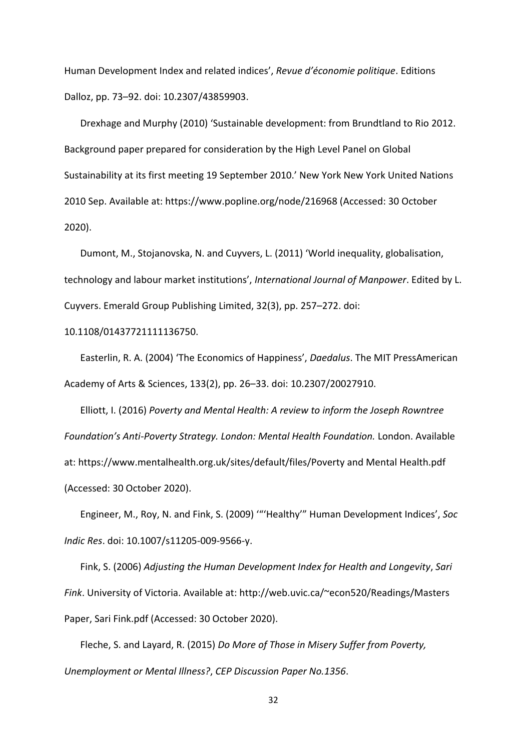Human Development Index and related indices', *Revue d'économie politique*. Editions Dalloz, pp. 73–92. doi: 10.2307/43859903.

Drexhage and Murphy (2010) 'Sustainable development: from Brundtland to Rio 2012. Background paper prepared for consideration by the High Level Panel on Global Sustainability at its first meeting 19 September 2010.' New York New York United Nations 2010 Sep. Available at: https://www.popline.org/node/216968 (Accessed: 30 October 2020).

Dumont, M., Stojanovska, N. and Cuyvers, L. (2011) 'World inequality, globalisation, technology and labour market institutions', *International Journal of Manpower*. Edited by L. Cuyvers. Emerald Group Publishing Limited, 32(3), pp. 257–272. doi: 10.1108/01437721111136750.

Easterlin, R. A. (2004) 'The Economics of Happiness', *Daedalus*. The MIT PressAmerican Academy of Arts & Sciences, 133(2), pp. 26–33. doi: 10.2307/20027910.

Elliott, I. (2016) *Poverty and Mental Health: A review to inform the Joseph Rowntree Foundation's Anti-Poverty Strategy. London: Mental Health Foundation.* London. Available at: https://www.mentalhealth.org.uk/sites/default/files/Poverty and Mental Health.pdf (Accessed: 30 October 2020).

Engineer, M., Roy, N. and Fink, S. (2009) '"'Healthy'" Human Development Indices', *Soc Indic Res*. doi: 10.1007/s11205-009-9566-y.

Fink, S. (2006) *Adjusting the Human Development Index for Health and Longevity*, *Sari Fink*. University of Victoria. Available at: http://web.uvic.ca/~econ520/Readings/Masters Paper, Sari Fink.pdf (Accessed: 30 October 2020).

Fleche, S. and Layard, R. (2015) *Do More of Those in Misery Suffer from Poverty, Unemployment or Mental Illness?*, *CEP Discussion Paper No.1356*.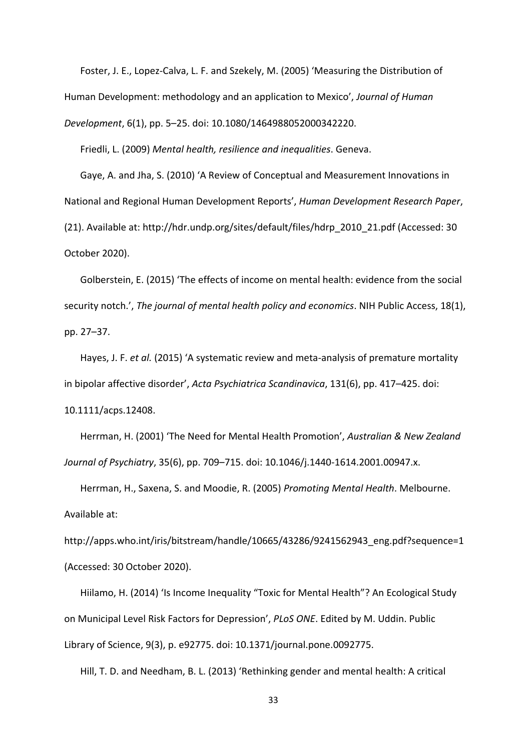Foster, J. E., Lopez-Calva, L. F. and Szekely, M. (2005) 'Measuring the Distribution of Human Development: methodology and an application to Mexico', *Journal of Human Development*, 6(1), pp. 5–25. doi: 10.1080/1464988052000342220.

Friedli, L. (2009) *Mental health, resilience and inequalities*. Geneva.

Gaye, A. and Jha, S. (2010) 'A Review of Conceptual and Measurement Innovations in National and Regional Human Development Reports', *Human Development Research Paper*, (21). Available at: http://hdr.undp.org/sites/default/files/hdrp_2010_21.pdf (Accessed: 30 October 2020).

Golberstein, E. (2015) 'The effects of income on mental health: evidence from the social security notch.', *The journal of mental health policy and economics*. NIH Public Access, 18(1), pp. 27–37.

Hayes, J. F. *et al.* (2015) 'A systematic review and meta-analysis of premature mortality in bipolar affective disorder', *Acta Psychiatrica Scandinavica*, 131(6), pp. 417–425. doi: 10.1111/acps.12408.

Herrman, H. (2001) 'The Need for Mental Health Promotion', *Australian & New Zealand Journal of Psychiatry*, 35(6), pp. 709–715. doi: 10.1046/j.1440-1614.2001.00947.x.

Herrman, H., Saxena, S. and Moodie, R. (2005) *Promoting Mental Health*. Melbourne. Available at: http://apps.who.int/iris/bitstream/handle/10665/43286/9241562943_eng.pdf?sequence=1 (Accessed: 30 October 2020).

Hiilamo, H. (2014) 'Is Income Inequality "Toxic for Mental Health"? An Ecological Study on Municipal Level Risk Factors for Depression', *PLoS ONE*. Edited by M. Uddin. Public Library of Science, 9(3), p. e92775. doi: 10.1371/journal.pone.0092775.

Hill, T. D. and Needham, B. L. (2013) 'Rethinking gender and mental health: A critical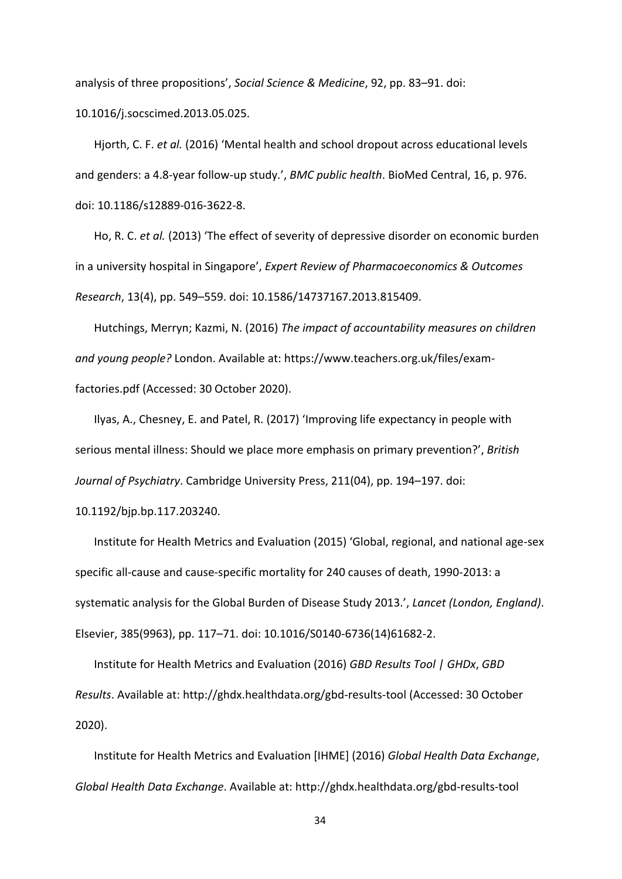analysis of three propositions', *Social Science & Medicine*, 92, pp. 83–91. doi: 10.1016/j.socscimed.2013.05.025.

Hjorth, C. F. *et al.* (2016) 'Mental health and school dropout across educational levels and genders: a 4.8-year follow-up study.', *BMC public health*. BioMed Central, 16, p. 976. doi: 10.1186/s12889-016-3622-8.

Ho, R. C. *et al.* (2013) 'The effect of severity of depressive disorder on economic burden in a university hospital in Singapore', *Expert Review of Pharmacoeconomics & Outcomes Research*, 13(4), pp. 549–559. doi: 10.1586/14737167.2013.815409.

Hutchings, Merryn; Kazmi, N. (2016) *The impact of accountability measures on children and young people?* London. Available at: https://www.teachers.org.uk/files/exam-factories.pdf (Accessed: 30 October 2020).

Ilyas, A., Chesney, E. and Patel, R. (2017) 'Improving life expectancy in people with serious mental illness: Should we place more emphasis on primary prevention?', *British Journal of Psychiatry*. Cambridge University Press, 211(04), pp. 194–197. doi: 10.1192/bjp.bp.117.203240.

Institute for Health Metrics and Evaluation (2015) 'Global, regional, and national age-sex specific all-cause and cause-specific mortality for 240 causes of death, 1990-2013: a systematic analysis for the Global Burden of Disease Study 2013.', *Lancet (London, England)*. Elsevier, 385(9963), pp. 117–71. doi: 10.1016/S0140-6736(14)61682-2.

Institute for Health Metrics and Evaluation (2016) *GBD Results Tool | GHDx*, *GBD Results*. Available at: http://ghdx.healthdata.org/gbd-results-tool (Accessed: 30 October 2020).

Institute for Health Metrics and Evaluation [IHME] (2016) *Global Health Data Exchange*, *Global Health Data Exchange*. Available at: http://ghdx.healthdata.org/gbd-results-tool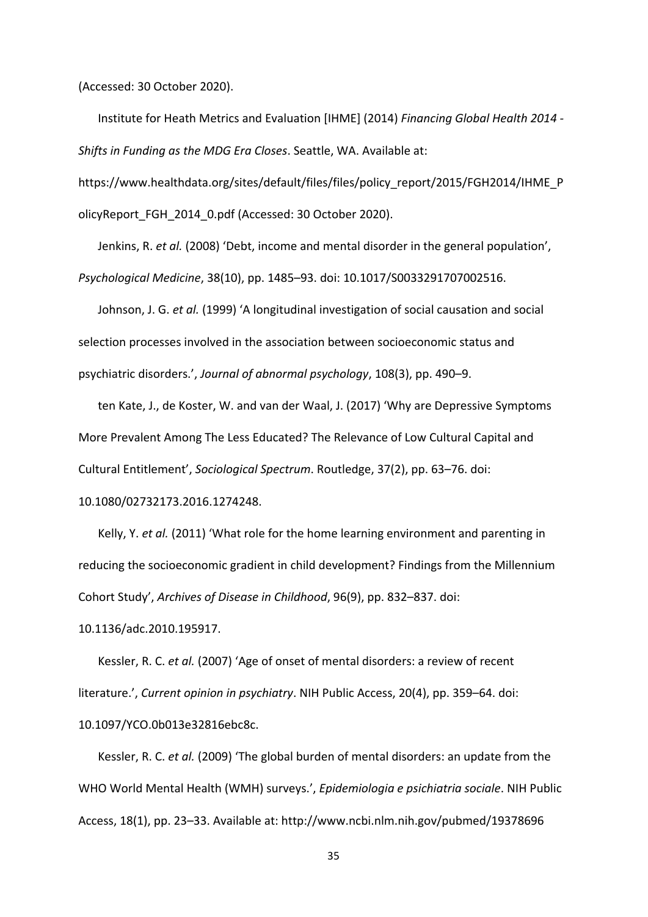(Accessed: 30 October 2020).

Institute for Heath Metrics and Evaluation [IHME] (2014) *Financing Global Health 2014 - Shifts in Funding as the MDG Era Closes*. Seattle, WA. Available at: https://www.healthdata.org/sites/default/files/files/policy_report/2015/FGH2014/IHME_PolicyReport_FGH_2014_0.pdf (Accessed: 30 October 2020).

Jenkins, R. *et al.* (2008) 'Debt, income and mental disorder in the general population', *Psychological Medicine*, 38(10), pp. 1485–93. doi: 10.1017/S0033291707002516.

Johnson, J. G. *et al.* (1999) 'A longitudinal investigation of social causation and social selection processes involved in the association between socioeconomic status and psychiatric disorders.', *Journal of abnormal psychology*, 108(3), pp. 490–9.

ten Kate, J., de Koster, W. and van der Waal, J. (2017) 'Why are Depressive Symptoms More Prevalent Among The Less Educated? The Relevance of Low Cultural Capital and Cultural Entitlement', *Sociological Spectrum*. Routledge, 37(2), pp. 63–76. doi: 10.1080/02732173.2016.1274248.

Kelly, Y. *et al.* (2011) 'What role for the home learning environment and parenting in reducing the socioeconomic gradient in child development? Findings from the Millennium Cohort Study', *Archives of Disease in Childhood*, 96(9), pp. 832–837. doi: 10.1136/adc.2010.195917.

Kessler, R. C. *et al.* (2007) 'Age of onset of mental disorders: a review of recent literature.', *Current opinion in psychiatry*. NIH Public Access, 20(4), pp. 359–64. doi: 10.1097/YCO.0b013e32816ebc8c.

Kessler, R. C. *et al.* (2009) 'The global burden of mental disorders: an update from the WHO World Mental Health (WMH) surveys.', *Epidemiologia e psichiatria sociale*. NIH Public Access, 18(1), pp. 23–33. Available at: http://www.ncbi.nlm.nih.gov/pubmed/19378696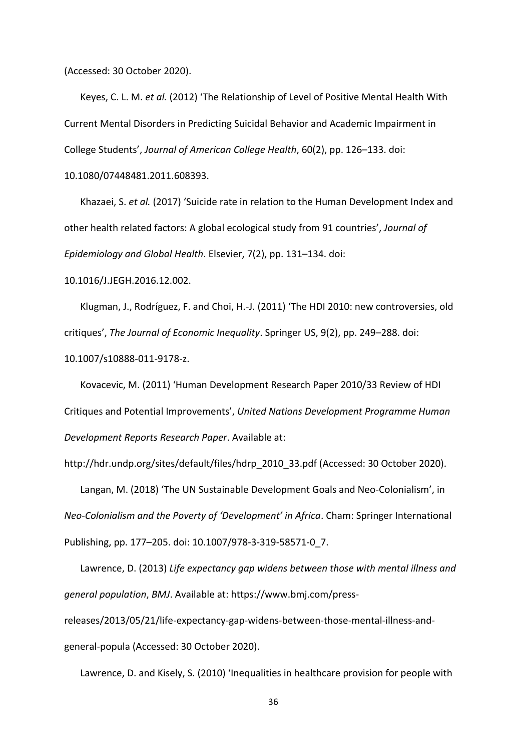(Accessed: 30 October 2020).

Keyes, C. L. M. *et al.* (2012) 'The Relationship of Level of Positive Mental Health With Current Mental Disorders in Predicting Suicidal Behavior and Academic Impairment in College Students', *Journal of American College Health*, 60(2), pp. 126–133. doi: 10.1080/07448481.2011.608393.

Khazaei, S. *et al.* (2017) 'Suicide rate in relation to the Human Development Index and other health related factors: A global ecological study from 91 countries', *Journal of Epidemiology and Global Health*. Elsevier, 7(2), pp. 131–134. doi: 10.1016/J.JEGH.2016.12.002.

Klugman, J., Rodríguez, F. and Choi, H.-J. (2011) 'The HDI 2010: new controversies, old critiques', *The Journal of Economic Inequality*. Springer US, 9(2), pp. 249–288. doi: 10.1007/s10888-011-9178-z.

Kovacevic, M. (2011) 'Human Development Research Paper 2010/33 Review of HDI Critiques and Potential Improvements', *United Nations Development Programme Human Development Reports Research Paper*. Available at: http://hdr.undp.org/sites/default/files/hdrp_2010_33.pdf (Accessed: 30 October 2020).

Langan, M. (2018) 'The UN Sustainable Development Goals and Neo-Colonialism', in *Neo-Colonialism and the Poverty of 'Development' in Africa*. Cham: Springer International Publishing, pp. 177–205. doi: 10.1007/978-3-319-58571-0_7.

Lawrence, D. (2013) *Life expectancy gap widens between those with mental illness and general population*, *BMJ*. Available at: https://www.bmj.com/press-releases/2013/05/21/life-expectancy-gap-widens-between-those-mental-illness-and-general-popula (Accessed: 30 October 2020).

Lawrence, D. and Kisely, S. (2010) 'Inequalities in healthcare provision for people with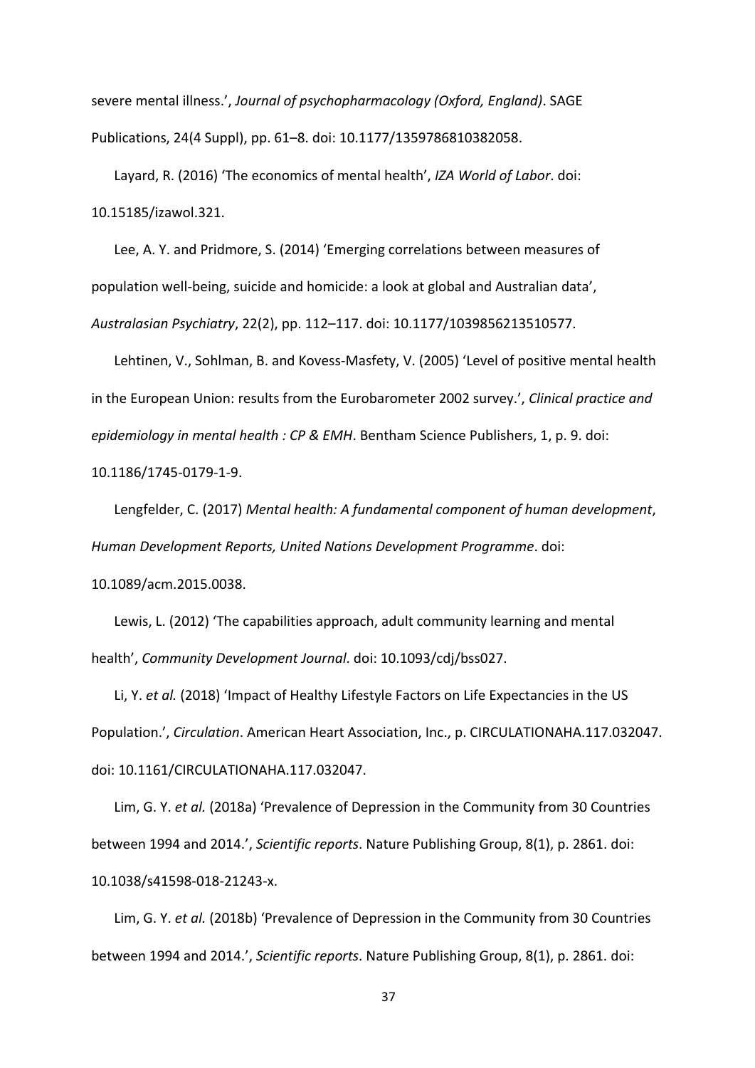severe mental illness.', *Journal of psychopharmacology (Oxford, England)*. SAGE Publications, 24(4 Suppl), pp. 61–8. doi: 10.1177/1359786810382058.

Layard, R. (2016) 'The economics of mental health', *IZA World of Labor*. doi: 10.15185/izawol.321.

Lee, A. Y. and Pridmore, S. (2014) 'Emerging correlations between measures of population well-being, suicide and homicide: a look at global and Australian data', *Australasian Psychiatry*, 22(2), pp. 112–117. doi: 10.1177/1039856213510577.

Lehtinen, V., Sohlman, B. and Kovess-Masfety, V. (2005) 'Level of positive mental health in the European Union: results from the Eurobarometer 2002 survey.', *Clinical practice and epidemiology in mental health : CP & EMH*. Bentham Science Publishers, 1, p. 9. doi: 10.1186/1745-0179-1-9.

Lengfelder, C. (2017) *Mental health: A fundamental component of human development*, *Human Development Reports, United Nations Development Programme*. doi: 10.1089/acm.2015.0038.

Lewis, L. (2012) 'The capabilities approach, adult community learning and mental health', *Community Development Journal*. doi: 10.1093/cdj/bss027.

Li, Y. *et al.* (2018) 'Impact of Healthy Lifestyle Factors on Life Expectancies in the US Population.', *Circulation*. American Heart Association, Inc., p. CIRCULATIONAHA.117.032047. doi: 10.1161/CIRCULATIONAHA.117.032047.

Lim, G. Y. *et al.* (2018a) 'Prevalence of Depression in the Community from 30 Countries between 1994 and 2014.', *Scientific reports*. Nature Publishing Group, 8(1), p. 2861. doi: 10.1038/s41598-018-21243-x.

Lim, G. Y. *et al.* (2018b) 'Prevalence of Depression in the Community from 30 Countries between 1994 and 2014.', *Scientific reports*. Nature Publishing Group, 8(1), p. 2861. doi: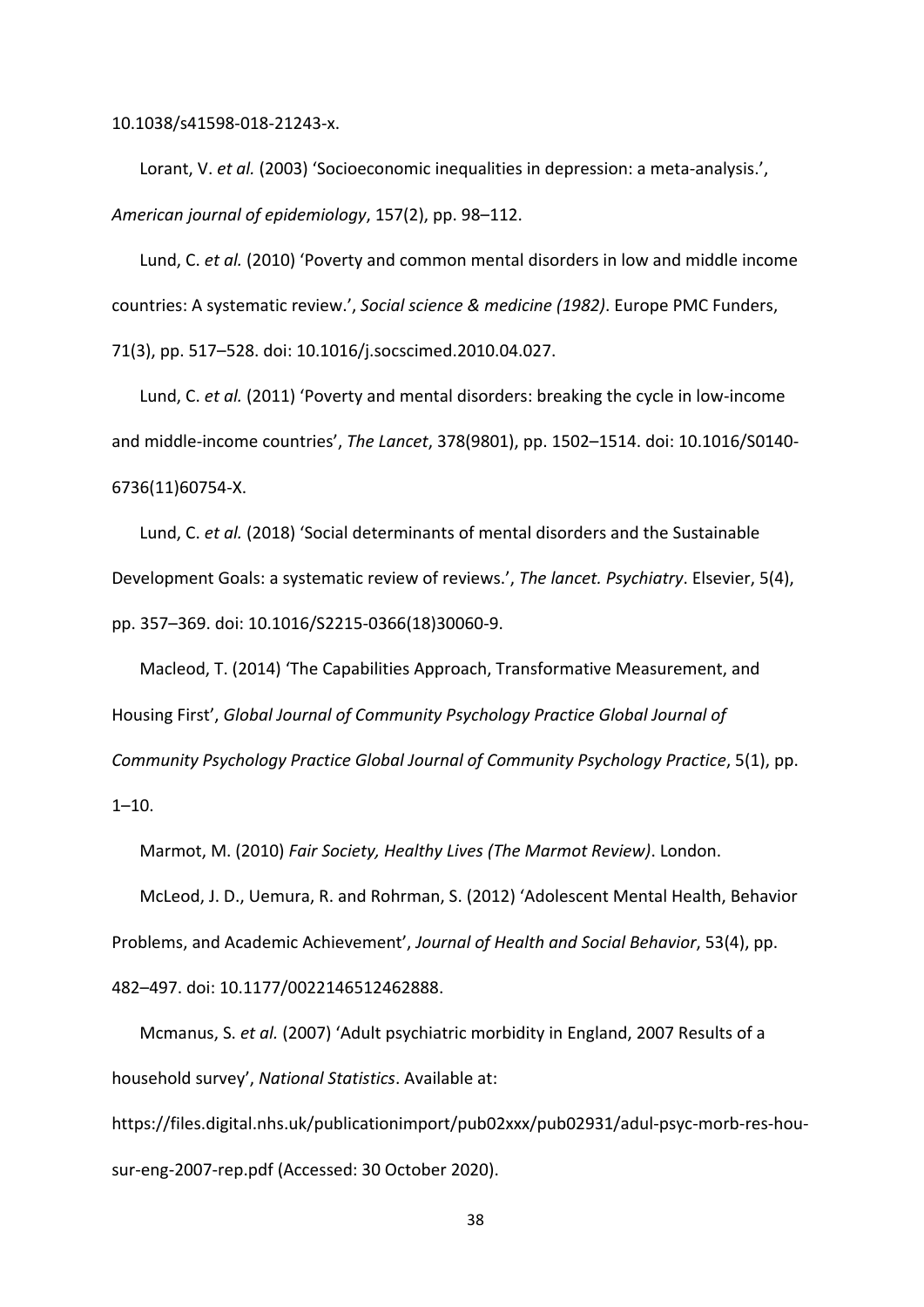10.1038/s41598-018-21243-x.

Lorant, V. *et al.* (2003) 'Socioeconomic inequalities in depression: a meta-analysis.', *American journal of epidemiology*, 157(2), pp. 98–112.

Lund, C. *et al.* (2010) 'Poverty and common mental disorders in low and middle income countries: A systematic review.', *Social science & medicine (1982)*. Europe PMC Funders, 71(3), pp. 517–528. doi: 10.1016/j.socscimed.2010.04.027.

Lund, C. *et al.* (2011) 'Poverty and mental disorders: breaking the cycle in low-income and middle-income countries', *The Lancet*, 378(9801), pp. 1502–1514. doi: 10.1016/S0140-6736(11)60754-X.

Lund, C. *et al.* (2018) 'Social determinants of mental disorders and the Sustainable Development Goals: a systematic review of reviews.', *The lancet. Psychiatry*. Elsevier, 5(4), pp. 357–369. doi: 10.1016/S2215-0366(18)30060-9.

Macleod, T. (2014) 'The Capabilities Approach, Transformative Measurement, and Housing First', *Global Journal of Community Psychology Practice Global Journal of Community Psychology Practice Global Journal of Community Psychology Practice*, 5(1), pp. 1–10.

Marmot, M. (2010) *Fair Society, Healthy Lives (The Marmot Review)*. London.

McLeod, J. D., Uemura, R. and Rohrman, S. (2012) 'Adolescent Mental Health, Behavior Problems, and Academic Achievement', *Journal of Health and Social Behavior*, 53(4), pp. 482–497. doi: 10.1177/0022146512462888.

Mcmanus, S. *et al.* (2007) 'Adult psychiatric morbidity in England, 2007 Results of a household survey', *National Statistics*. Available at: https://files.digital.nhs.uk/publicationimport/pub02xxx/pub02931/adul-psyc-morb-res-hou-sur-eng-2007-rep.pdf (Accessed: 30 October 2020).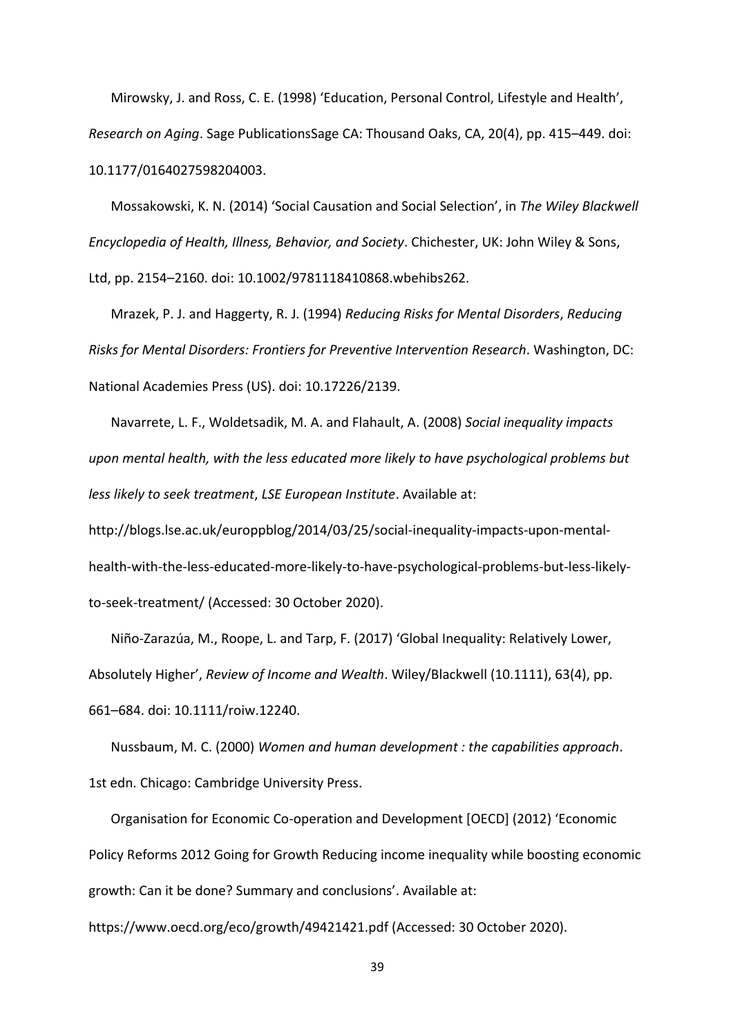Mirowsky, J. and Ross, C. E. (1998) ‘Education, Personal Control, Lifestyle and Health’, *Research on Aging*. Sage PublicationsSage CA: Thousand Oaks, CA, 20(4), pp. 415–449. doi: 10.1177/0164027598204003.

Mossakowski, K. N. (2014) ‘Social Causation and Social Selection’, in *The Wiley Blackwell Encyclopedia of Health, Illness, Behavior, and Society*. Chichester, UK: John Wiley & Sons, Ltd, pp. 2154–2160. doi: 10.1002/9781118410868.wbehibs262.

Mrazek, P. J. and Haggerty, R. J. (1994) *Reducing Risks for Mental Disorders*, *Reducing Risks for Mental Disorders: Frontiers for Preventive Intervention Research*. Washington, DC: National Academies Press (US). doi: 10.17226/2139.

Navarrete, L. F., Woldetsadik, M. A. and Flahault, A. (2008) *Social inequality impacts upon mental health, with the less educated more likely to have psychological problems but less likely to seek treatment*, *LSE European Institute*. Available at: http://blogs.lse.ac.uk/europpblog/2014/03/25/social-inequality-impacts-upon-mental-health-with-the-less-educated-more-likely-to-have-psychological-problems-but-less-likely-to-seek-treatment/ (Accessed: 30 October 2020).

Niño-Zarazúa, M., Roope, L. and Tarp, F. (2017) ‘Global Inequality: Relatively Lower, Absolutely Higher’, *Review of Income and Wealth*. Wiley/Blackwell (10.1111), 63(4), pp. 661–684. doi: 10.1111/roiw.12240.

Nussbaum, M. C. (2000) *Women and human development : the capabilities approach*. 1st edn. Chicago: Cambridge University Press.

Organisation for Economic Co-operation and Development [OECD] (2012) ‘Economic Policy Reforms 2012 Going for Growth Reducing income inequality while boosting economic growth: Can it be done? Summary and conclusions’. Available at: https://www.oecd.org/eco/growth/49421421.pdf (Accessed: 30 October 2020).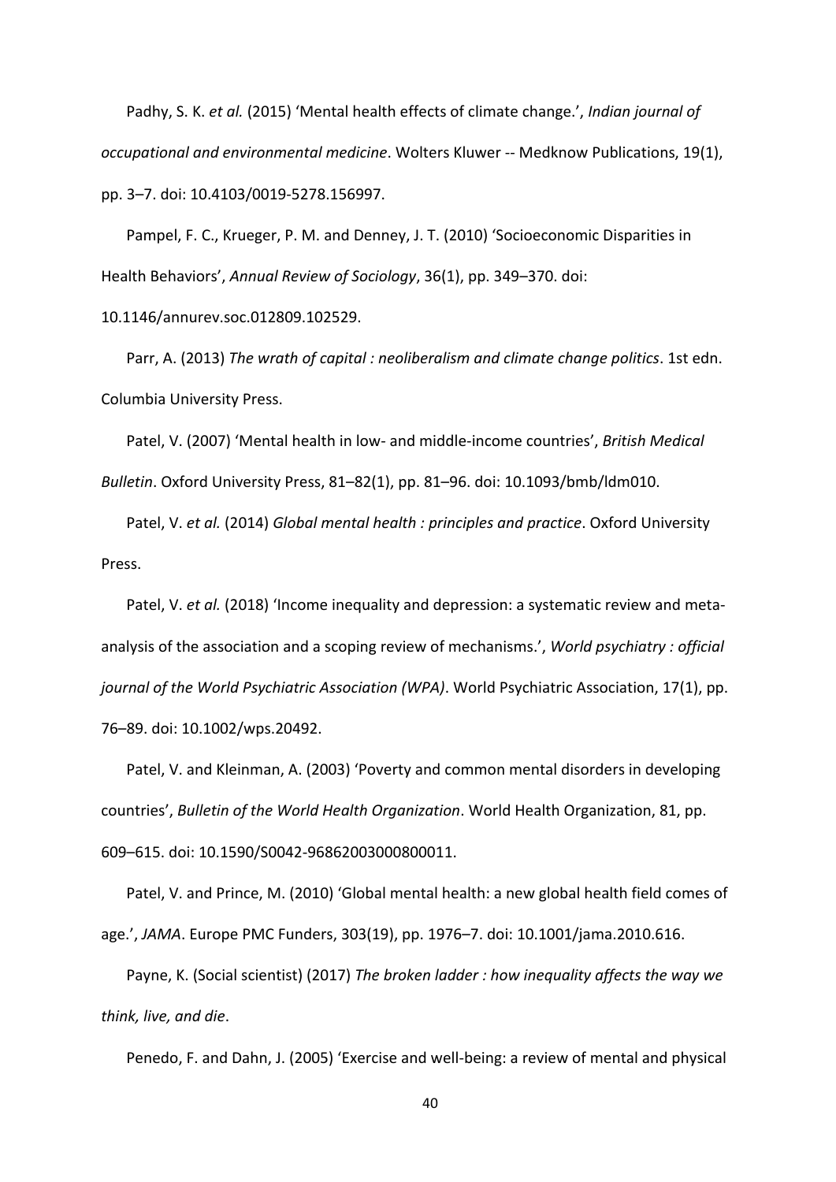Padhy, S. K. *et al.* (2015) 'Mental health effects of climate change.', *Indian journal of occupational and environmental medicine*. Wolters Kluwer -- Medknow Publications, 19(1), pp. 3–7. doi: 10.4103/0019-5278.156997.

Pampel, F. C., Krueger, P. M. and Denney, J. T. (2010) 'Socioeconomic Disparities in Health Behaviors', *Annual Review of Sociology*, 36(1), pp. 349–370. doi: 10.1146/annurev.soc.012809.102529.

Parr, A. (2013) *The wrath of capital : neoliberalism and climate change politics*. 1st edn. Columbia University Press.

Patel, V. (2007) 'Mental health in low- and middle-income countries', *British Medical Bulletin*. Oxford University Press, 81–82(1), pp. 81–96. doi: 10.1093/bmb/ldm010.

Patel, V. *et al.* (2014) *Global mental health : principles and practice*. Oxford University Press.

Patel, V. *et al.* (2018) 'Income inequality and depression: a systematic review and meta-analysis of the association and a scoping review of mechanisms.', *World psychiatry : official journal of the World Psychiatric Association (WPA)*. World Psychiatric Association, 17(1), pp. 76–89. doi: 10.1002/wps.20492.

Patel, V. and Kleinman, A. (2003) 'Poverty and common mental disorders in developing countries', *Bulletin of the World Health Organization*. World Health Organization, 81, pp. 609–615. doi: 10.1590/S0042-96862003000800011.

Patel, V. and Prince, M. (2010) 'Global mental health: a new global health field comes of age.', *JAMA*. Europe PMC Funders, 303(19), pp. 1976–7. doi: 10.1001/jama.2010.616.

Payne, K. (Social scientist) (2017) *The broken ladder : how inequality affects the way we think, live, and die*.

Penedo, F. and Dahn, J. (2005) 'Exercise and well-being: a review of mental and physical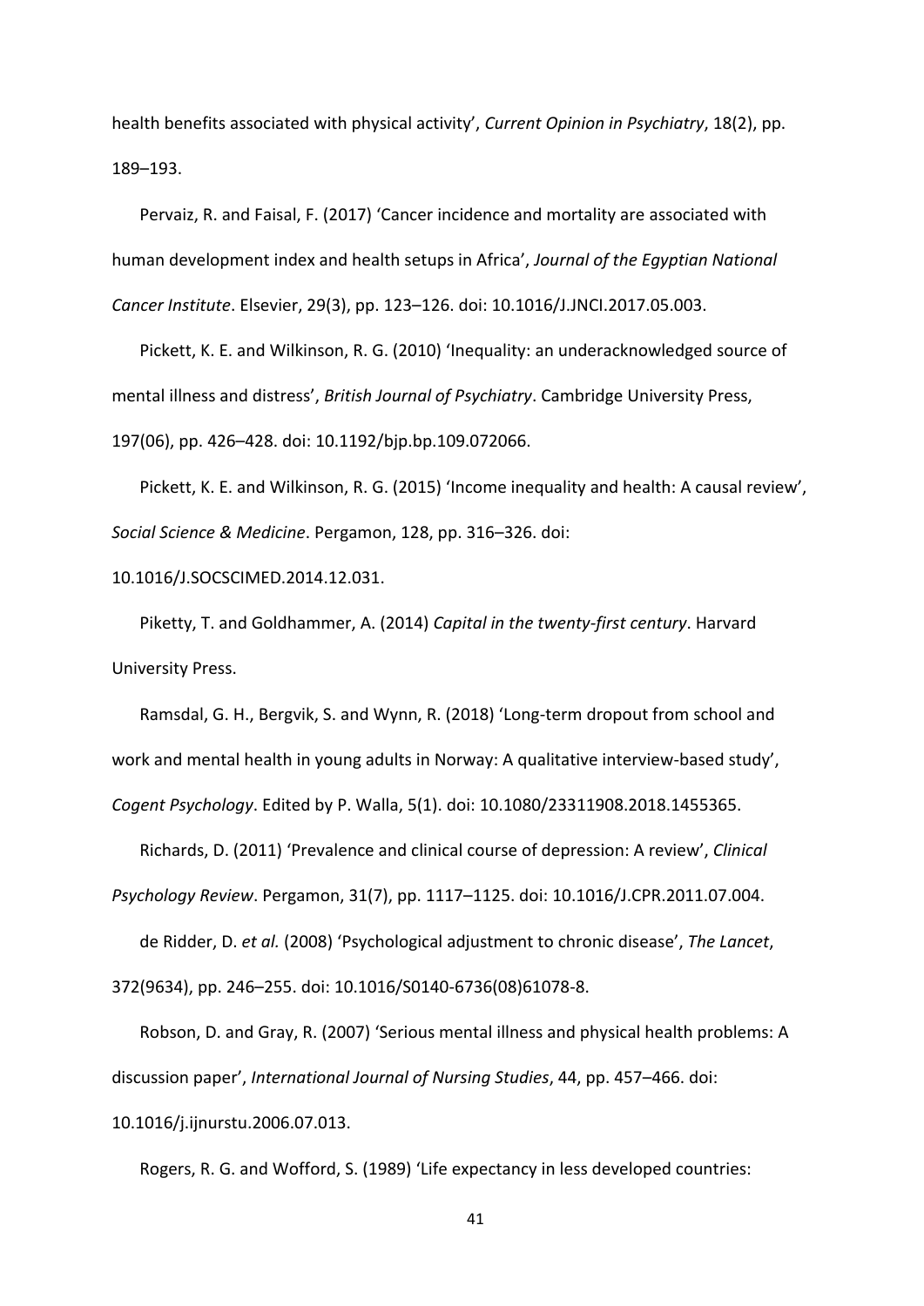health benefits associated with physical activity', *Current Opinion in Psychiatry*, 18(2), pp. 189–193.

Pervaiz, R. and Faisal, F. (2017) 'Cancer incidence and mortality are associated with human development index and health setups in Africa', *Journal of the Egyptian National Cancer Institute*. Elsevier, 29(3), pp. 123–126. doi: 10.1016/J.JNCI.2017.05.003.

Pickett, K. E. and Wilkinson, R. G. (2010) 'Inequality: an underacknowledged source of mental illness and distress', *British Journal of Psychiatry*. Cambridge University Press, 197(06), pp. 426–428. doi: 10.1192/bjp.bp.109.072066.

Pickett, K. E. and Wilkinson, R. G. (2015) 'Income inequality and health: A causal review', *Social Science & Medicine*. Pergamon, 128, pp. 316–326. doi: 10.1016/J.SOCSCIMED.2014.12.031.

Piketty, T. and Goldhammer, A. (2014) *Capital in the twenty-first century*. Harvard University Press.

Ramsdal, G. H., Bergvik, S. and Wynn, R. (2018) 'Long-term dropout from school and work and mental health in young adults in Norway: A qualitative interview-based study', *Cogent Psychology*. Edited by P. Walla, 5(1). doi: 10.1080/23311908.2018.1455365.

Richards, D. (2011) 'Prevalence and clinical course of depression: A review', *Clinical Psychology Review*. Pergamon, 31(7), pp. 1117–1125. doi: 10.1016/J.CPR.2011.07.004.

de Ridder, D. *et al.* (2008) 'Psychological adjustment to chronic disease', *The Lancet*, 372(9634), pp. 246–255. doi: 10.1016/S0140-6736(08)61078-8.

Robson, D. and Gray, R. (2007) 'Serious mental illness and physical health problems: A discussion paper', *International Journal of Nursing Studies*, 44, pp. 457–466. doi: 10.1016/j.ijnurstu.2006.07.013.

Rogers, R. G. and Wofford, S. (1989) 'Life expectancy in less developed countries: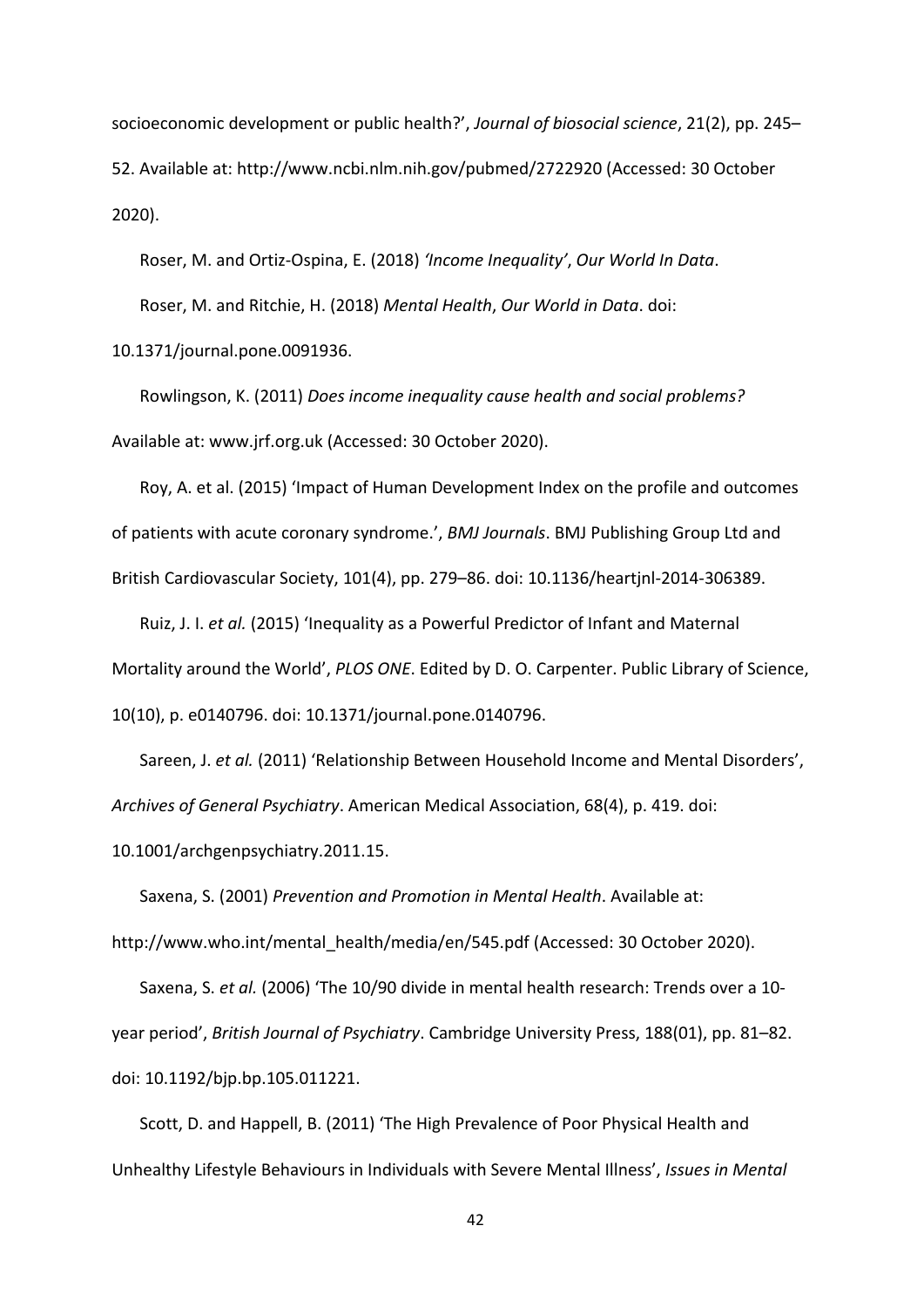socioeconomic development or public health?', *Journal of biosocial science*, 21(2), pp. 245–52. Available at: http://www.ncbi.nlm.nih.gov/pubmed/2722920 (Accessed: 30 October 2020).

Roser, M. and Ortiz-Ospina, E. (2018) *'Income Inequality'*, *Our World In Data*.

Roser, M. and Ritchie, H. (2018) *Mental Health*, *Our World in Data*. doi: 10.1371/journal.pone.0091936.

Rowlingson, K. (2011) *Does income inequality cause health and social problems?* Available at: www.jrf.org.uk (Accessed: 30 October 2020).

Roy, A. et al. (2015) 'Impact of Human Development Index on the profile and outcomes of patients with acute coronary syndrome.', *BMJ Journals*. BMJ Publishing Group Ltd and British Cardiovascular Society, 101(4), pp. 279–86. doi: 10.1136/heartjnl-2014-306389.

Ruiz, J. I. *et al.* (2015) 'Inequality as a Powerful Predictor of Infant and Maternal Mortality around the World', *PLOS ONE*. Edited by D. O. Carpenter. Public Library of Science, 10(10), p. e0140796. doi: 10.1371/journal.pone.0140796.

Sareen, J. *et al.* (2011) 'Relationship Between Household Income and Mental Disorders', *Archives of General Psychiatry*. American Medical Association, 68(4), p. 419. doi: 10.1001/archgenpsychiatry.2011.15.

Saxena, S. (2001) *Prevention and Promotion in Mental Health*. Available at: http://www.who.int/mental_health/media/en/545.pdf (Accessed: 30 October 2020).

Saxena, S. *et al.* (2006) 'The 10/90 divide in mental health research: Trends over a 10-year period', *British Journal of Psychiatry*. Cambridge University Press, 188(01), pp. 81–82. doi: 10.1192/bjp.bp.105.011221.

Scott, D. and Happell, B. (2011) 'The High Prevalence of Poor Physical Health and Unhealthy Lifestyle Behaviours in Individuals with Severe Mental Illness', *Issues in Mental*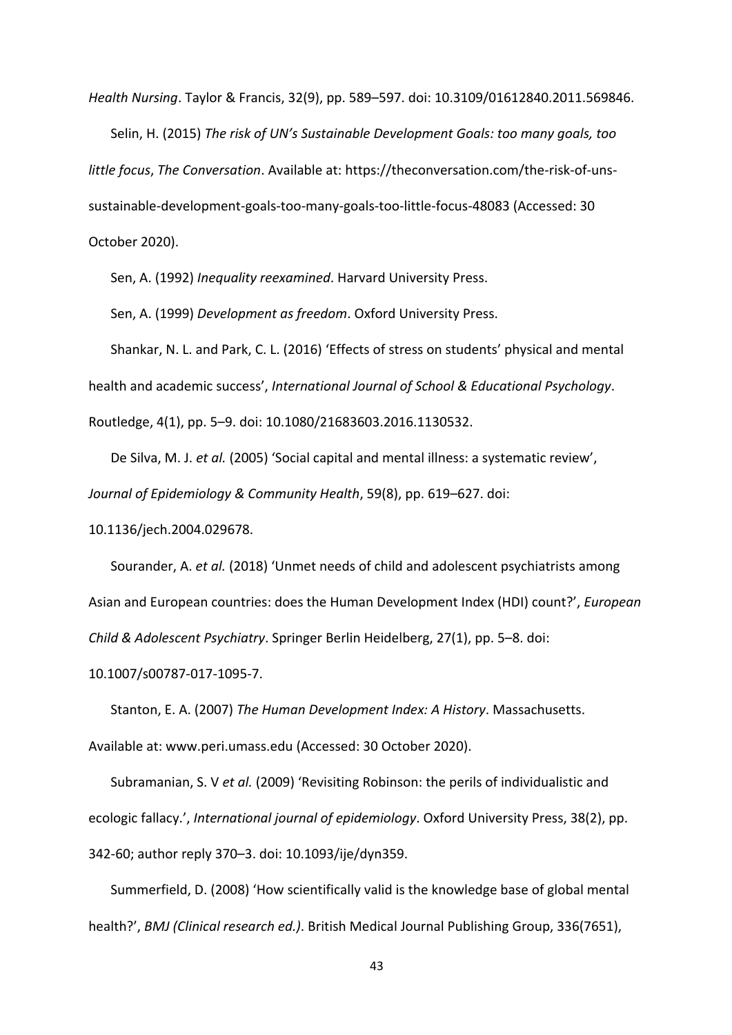*Health Nursing*. Taylor & Francis, 32(9), pp. 589–597. doi: 10.3109/01612840.2011.569846.

Selin, H. (2015) *The risk of UN's Sustainable Development Goals: too many goals, too little focus*, *The Conversation*. Available at: https://theconversation.com/the-risk-of-uns-sustainable-development-goals-too-many-goals-too-little-focus-48083 (Accessed: 30 October 2020).

Sen, A. (1992) *Inequality reexamined*. Harvard University Press.

Sen, A. (1999) *Development as freedom*. Oxford University Press.

Shankar, N. L. and Park, C. L. (2016) 'Effects of stress on students' physical and mental health and academic success', *International Journal of School & Educational Psychology*. Routledge, 4(1), pp. 5–9. doi: 10.1080/21683603.2016.1130532.

De Silva, M. J. *et al.* (2005) 'Social capital and mental illness: a systematic review', *Journal of Epidemiology & Community Health*, 59(8), pp. 619–627. doi: 10.1136/jech.2004.029678.

Sourander, A. *et al.* (2018) 'Unmet needs of child and adolescent psychiatrists among Asian and European countries: does the Human Development Index (HDI) count?', *European Child & Adolescent Psychiatry*. Springer Berlin Heidelberg, 27(1), pp. 5–8. doi: 10.1007/s00787-017-1095-7.

Stanton, E. A. (2007) *The Human Development Index: A History*. Massachusetts. Available at: www.peri.umass.edu (Accessed: 30 October 2020).

Subramanian, S. V *et al.* (2009) 'Revisiting Robinson: the perils of individualistic and ecologic fallacy.', *International journal of epidemiology*. Oxford University Press, 38(2), pp. 342-60; author reply 370–3. doi: 10.1093/ije/dyn359.

Summerfield, D. (2008) 'How scientifically valid is the knowledge base of global mental health?', *BMJ (Clinical research ed.)*. British Medical Journal Publishing Group, 336(7651),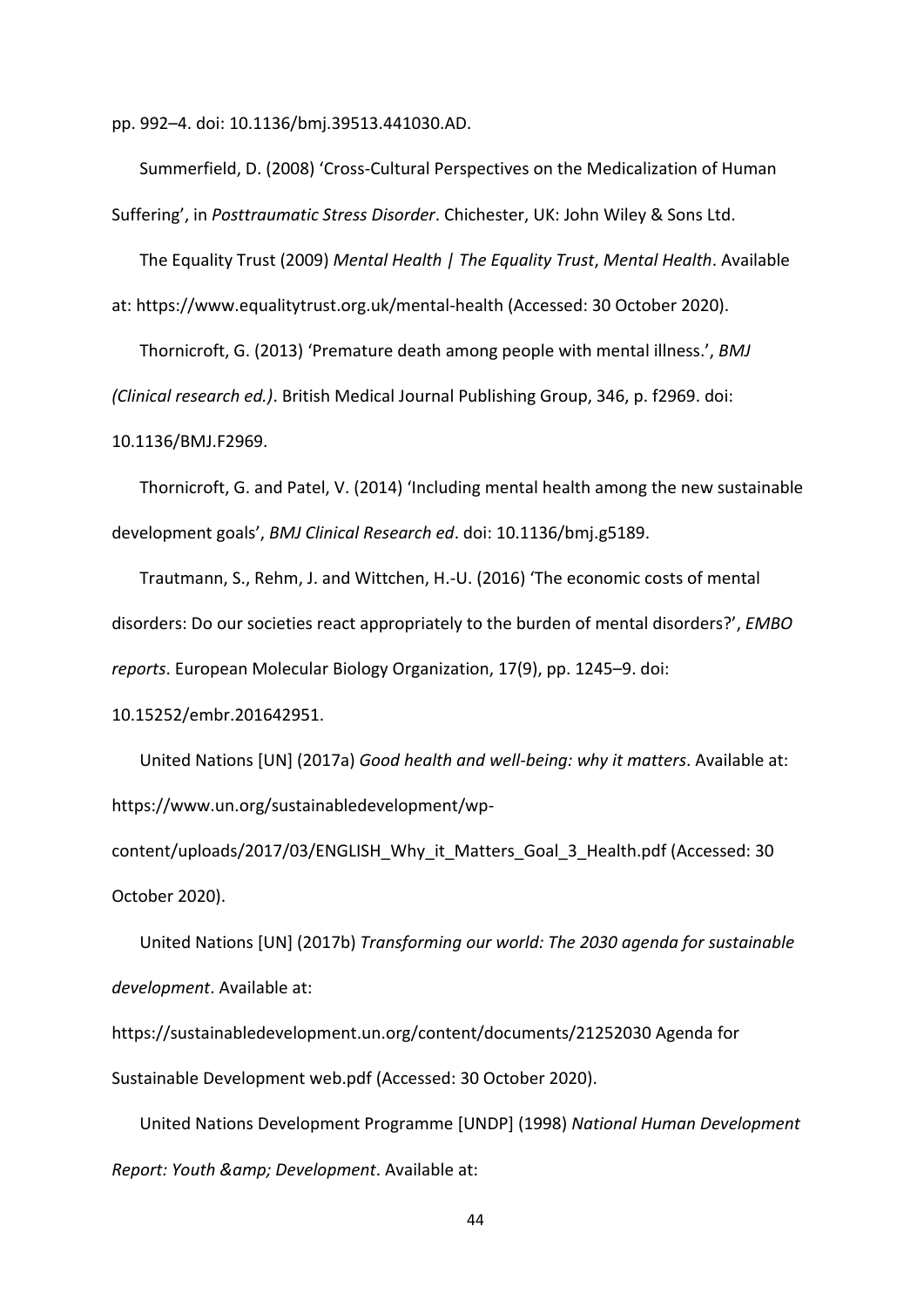pp. 992–4. doi: 10.1136/bmj.39513.441030.AD.

Summerfield, D. (2008) 'Cross-Cultural Perspectives on the Medicalization of Human Suffering', in *Posttraumatic Stress Disorder*. Chichester, UK: John Wiley & Sons Ltd.

The Equality Trust (2009) *Mental Health | The Equality Trust*, *Mental Health*. Available at: https://www.equalitytrust.org.uk/mental-health (Accessed: 30 October 2020).

Thornicroft, G. (2013) 'Premature death among people with mental illness.', *BMJ (Clinical research ed.)*. British Medical Journal Publishing Group, 346, p. f2969. doi: 10.1136/BMJ.F2969.

Thornicroft, G. and Patel, V. (2014) 'Including mental health among the new sustainable development goals', *BMJ Clinical Research ed*. doi: 10.1136/bmj.g5189.

Trautmann, S., Rehm, J. and Wittchen, H.-U. (2016) 'The economic costs of mental disorders: Do our societies react appropriately to the burden of mental disorders?', *EMBO reports*. European Molecular Biology Organization, 17(9), pp. 1245–9. doi: 10.15252/embr.201642951.

United Nations [UN] (2017a) *Good health and well-being: why it matters*. Available at: https://www.un.org/sustainabledevelopment/wp-content/uploads/2017/03/ENGLISH_Why_it_Matters_Goal_3_Health.pdf (Accessed: 30 October 2020).

United Nations [UN] (2017b) *Transforming our world: The 2030 agenda for sustainable development*. Available at: https://sustainabledevelopment.un.org/content/documents/21252030 Agenda for Sustainable Development web.pdf (Accessed: 30 October 2020).

United Nations Development Programme [UNDP] (1998) *National Human Development Report: Youth &amp; Development*. Available at: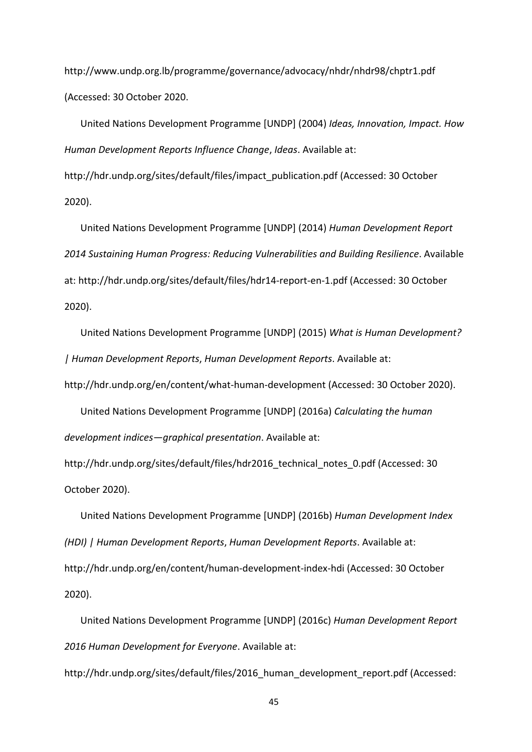http://www.undp.org.lb/programme/governance/advocacy/nhdr/nhdr98/chptr1.pdf (Accessed: 30 October 2020.

United Nations Development Programme [UNDP] (2004) *Ideas, Innovation, Impact. How Human Development Reports Influence Change*, *Ideas*. Available at: http://hdr.undp.org/sites/default/files/impact_publication.pdf (Accessed: 30 October 2020).

United Nations Development Programme [UNDP] (2014) *Human Development Report 2014 Sustaining Human Progress: Reducing Vulnerabilities and Building Resilience*. Available at: http://hdr.undp.org/sites/default/files/hdr14-report-en-1.pdf (Accessed: 30 October 2020).

United Nations Development Programme [UNDP] (2015) *What is Human Development? | Human Development Reports*, *Human Development Reports*. Available at: http://hdr.undp.org/en/content/what-human-development (Accessed: 30 October 2020).

United Nations Development Programme [UNDP] (2016a) *Calculating the human development indices—graphical presentation*. Available at: http://hdr.undp.org/sites/default/files/hdr2016_technical_notes_0.pdf (Accessed: 30 October 2020).

United Nations Development Programme [UNDP] (2016b) *Human Development Index (HDI) | Human Development Reports*, *Human Development Reports*. Available at: http://hdr.undp.org/en/content/human-development-index-hdi (Accessed: 30 October 2020).

United Nations Development Programme [UNDP] (2016c) *Human Development Report 2016 Human Development for Everyone*. Available at: http://hdr.undp.org/sites/default/files/2016_human_development_report.pdf (Accessed: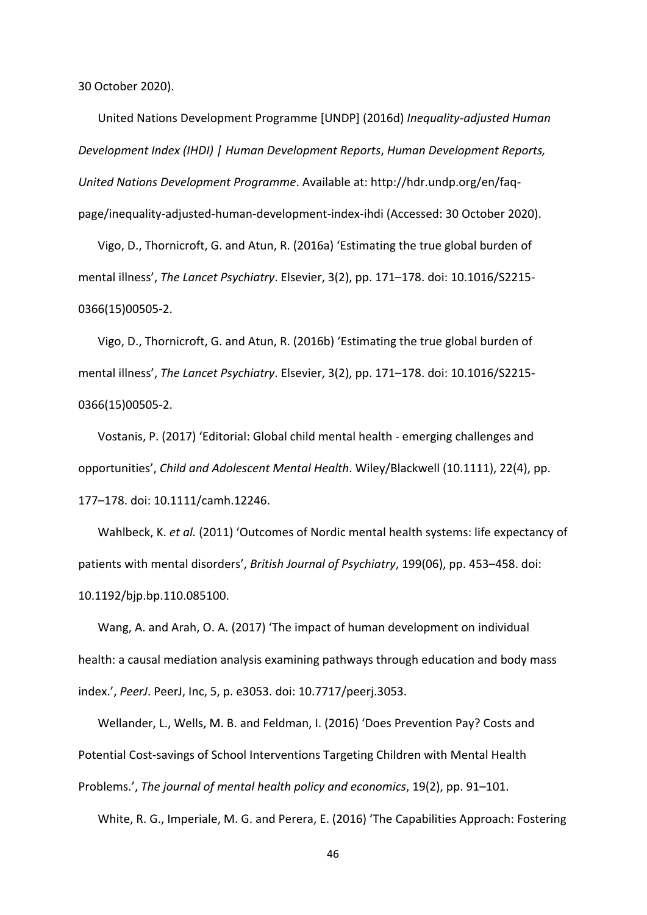30 October 2020).

United Nations Development Programme [UNDP] (2016d) *Inequality-adjusted Human Development Index (IHDI) | Human Development Reports*, *Human Development Reports, United Nations Development Programme*. Available at: http://hdr.undp.org/en/faq-page/inequality-adjusted-human-development-index-ihdi (Accessed: 30 October 2020).

Vigo, D., Thornicroft, G. and Atun, R. (2016a) 'Estimating the true global burden of mental illness', *The Lancet Psychiatry*. Elsevier, 3(2), pp. 171–178. doi: 10.1016/S2215-0366(15)00505-2.

Vigo, D., Thornicroft, G. and Atun, R. (2016b) 'Estimating the true global burden of mental illness', *The Lancet Psychiatry*. Elsevier, 3(2), pp. 171–178. doi: 10.1016/S2215-0366(15)00505-2.

Vostanis, P. (2017) 'Editorial: Global child mental health - emerging challenges and opportunities', *Child and Adolescent Mental Health*. Wiley/Blackwell (10.1111), 22(4), pp. 177–178. doi: 10.1111/camh.12246.

Wahlbeck, K. *et al.* (2011) 'Outcomes of Nordic mental health systems: life expectancy of patients with mental disorders', *British Journal of Psychiatry*, 199(06), pp. 453–458. doi: 10.1192/bjp.bp.110.085100.

Wang, A. and Arah, O. A. (2017) 'The impact of human development on individual health: a causal mediation analysis examining pathways through education and body mass index.', *PeerJ*. PeerJ, Inc, 5, p. e3053. doi: 10.7717/peerj.3053.

Wellander, L., Wells, M. B. and Feldman, I. (2016) 'Does Prevention Pay? Costs and Potential Cost-savings of School Interventions Targeting Children with Mental Health Problems.', *The journal of mental health policy and economics*, 19(2), pp. 91–101.

White, R. G., Imperiale, M. G. and Perera, E. (2016) 'The Capabilities Approach: Fostering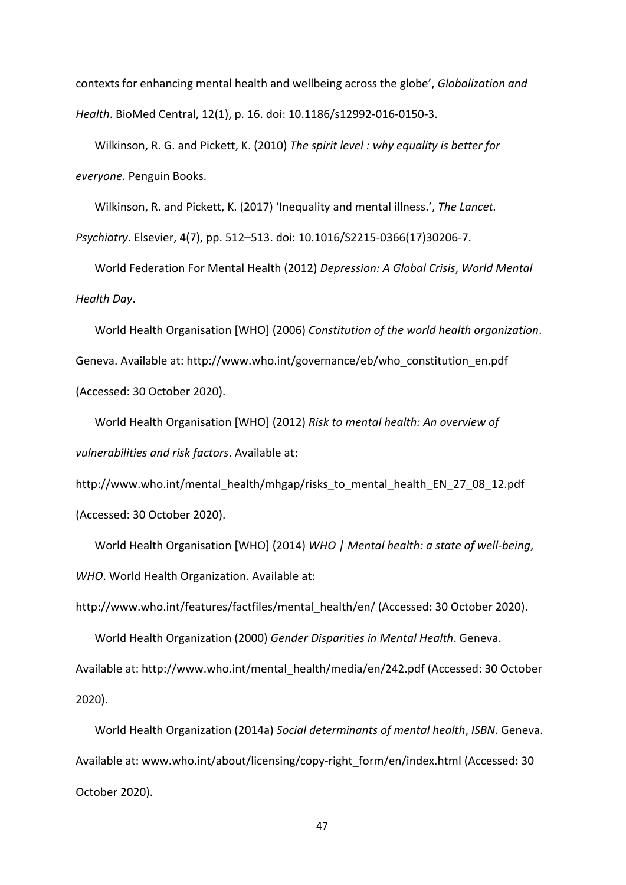contexts for enhancing mental health and wellbeing across the globe', *Globalization and Health*. BioMed Central, 12(1), p. 16. doi: 10.1186/s12992-016-0150-3.

Wilkinson, R. G. and Pickett, K. (2010) *The spirit level : why equality is better for everyone*. Penguin Books.

Wilkinson, R. and Pickett, K. (2017) 'Inequality and mental illness.', *The Lancet. Psychiatry*. Elsevier, 4(7), pp. 512–513. doi: 10.1016/S2215-0366(17)30206-7.

World Federation For Mental Health (2012) *Depression: A Global Crisis*, *World Mental Health Day*.

World Health Organisation [WHO] (2006) *Constitution of the world health organization*. Geneva. Available at: http://www.who.int/governance/eb/who_constitution_en.pdf (Accessed: 30 October 2020).

World Health Organisation [WHO] (2012) *Risk to mental health: An overview of vulnerabilities and risk factors*. Available at: http://www.who.int/mental_health/mhgap/risks_to_mental_health_EN_27_08_12.pdf (Accessed: 30 October 2020).

World Health Organisation [WHO] (2014) *WHO | Mental health: a state of well-being*, *WHO*. World Health Organization. Available at: http://www.who.int/features/factfiles/mental_health/en/ (Accessed: 30 October 2020).

World Health Organization (2000) *Gender Disparities in Mental Health*. Geneva. Available at: http://www.who.int/mental_health/media/en/242.pdf (Accessed: 30 October 2020).

World Health Organization (2014a) *Social determinants of mental health*, *ISBN*. Geneva. Available at: www.who.int/about/licensing/copy-right_form/en/index.html (Accessed: 30 October 2020).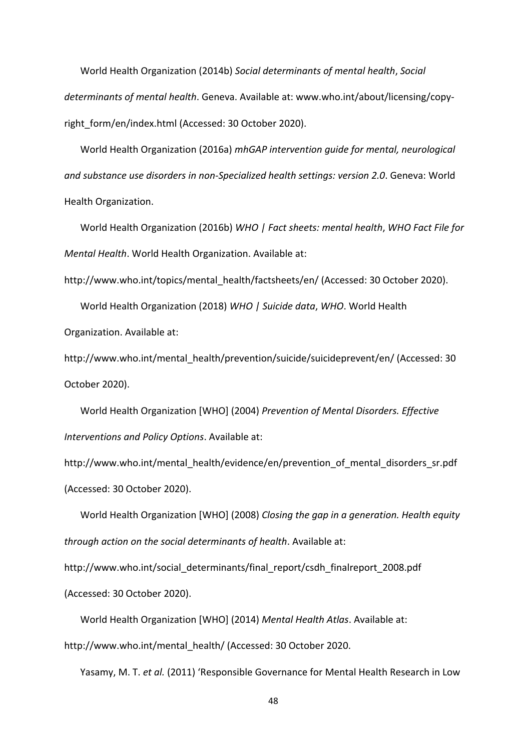World Health Organization (2014b) *Social determinants of mental health*, *Social determinants of mental health*. Geneva. Available at: www.who.int/about/licensing/copy-right_form/en/index.html (Accessed: 30 October 2020).

World Health Organization (2016a) *mhGAP intervention guide for mental, neurological and substance use disorders in non-Specialized health settings: version 2.0*. Geneva: World Health Organization.

World Health Organization (2016b) *WHO | Fact sheets: mental health*, *WHO Fact File for Mental Health*. World Health Organization. Available at: http://www.who.int/topics/mental_health/factsheets/en/ (Accessed: 30 October 2020).

World Health Organization (2018) *WHO | Suicide data*, *WHO*. World Health Organization. Available at: http://www.who.int/mental_health/prevention/suicide/suicideprevent/en/ (Accessed: 30 October 2020).

World Health Organization [WHO] (2004) *Prevention of Mental Disorders. Effective Interventions and Policy Options*. Available at: http://www.who.int/mental_health/evidence/en/prevention_of_mental_disorders_sr.pdf (Accessed: 30 October 2020).

World Health Organization [WHO] (2008) *Closing the gap in a generation. Health equity through action on the social determinants of health*. Available at: http://www.who.int/social_determinants/final_report/csdh_finalreport_2008.pdf (Accessed: 30 October 2020).

World Health Organization [WHO] (2014) *Mental Health Atlas*. Available at: http://www.who.int/mental_health/ (Accessed: 30 October 2020.

Yasamy, M. T. *et al.* (2011) 'Responsible Governance for Mental Health Research in Low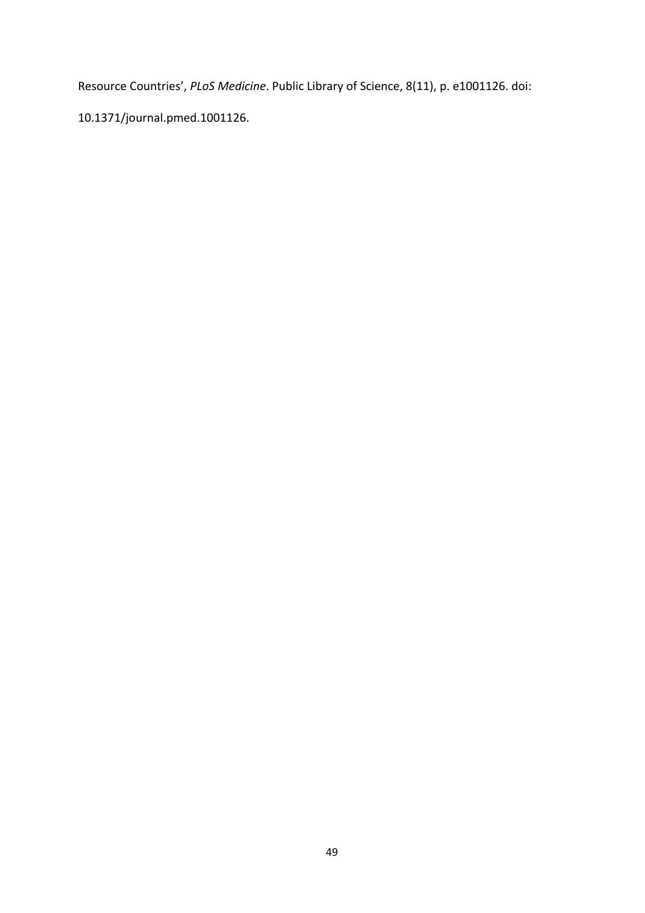Resource Countries', *PLoS Medicine*. Public Library of Science, 8(11), p. e1001126. doi: 10.1371/journal.pmed.1001126.